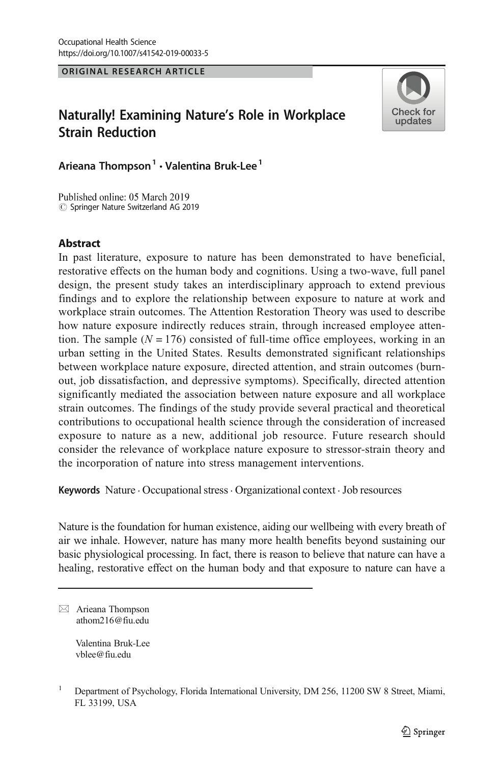Occupational Health Science
https://doi.org/10.1007/s41542-019-00033-5

ORIGINAL RESEARCH ARTICLE

# Naturally! Examining Nature's Role in Workplace Strain Reduction

**Arieana Thompson**[1] **· Valentina Bruk-Lee**[1]

Published online: 05 March 2019
© Springer Nature Switzerland AG 2019

## Abstract

In past literature, exposure to nature has been demonstrated to have beneficial, restorative effects on the human body and cognitions. Using a two-wave, full panel design, the present study takes an interdisciplinary approach to extend previous findings and to explore the relationship between exposure to nature at work and workplace strain outcomes. The Attention Restoration Theory was used to describe how nature exposure indirectly reduces strain, through increased employee attention. The sample ($N = 176$) consisted of full-time office employees, working in an urban setting in the United States. Results demonstrated significant relationships between workplace nature exposure, directed attention, and strain outcomes (burnout, job dissatisfaction, and depressive symptoms). Specifically, directed attention significantly mediated the association between nature exposure and all workplace strain outcomes. The findings of the study provide several practical and theoretical contributions to occupational health science through the consideration of increased exposure to nature as a new, additional job resource. Future research should consider the relevance of workplace nature exposure to stressor-strain theory and the incorporation of nature into stress management interventions.

**Keywords** Nature · Occupational stress · Organizational context · Job resources

Nature is the foundation for human existence, aiding our wellbeing with every breath of air we inhale. However, nature has many more health benefits beyond sustaining our basic physiological processing. In fact, there is reason to believe that nature can have a healing, restorative effect on the human body and that exposure to nature can have a

---

✉ Arieana Thompson
athom216@fiu.edu

Valentina Bruk-Lee
vblee@fiu.edu

[1] Department of Psychology, Florida International University, DM 256, 11200 SW 8 Street, Miami, FL 33199, USA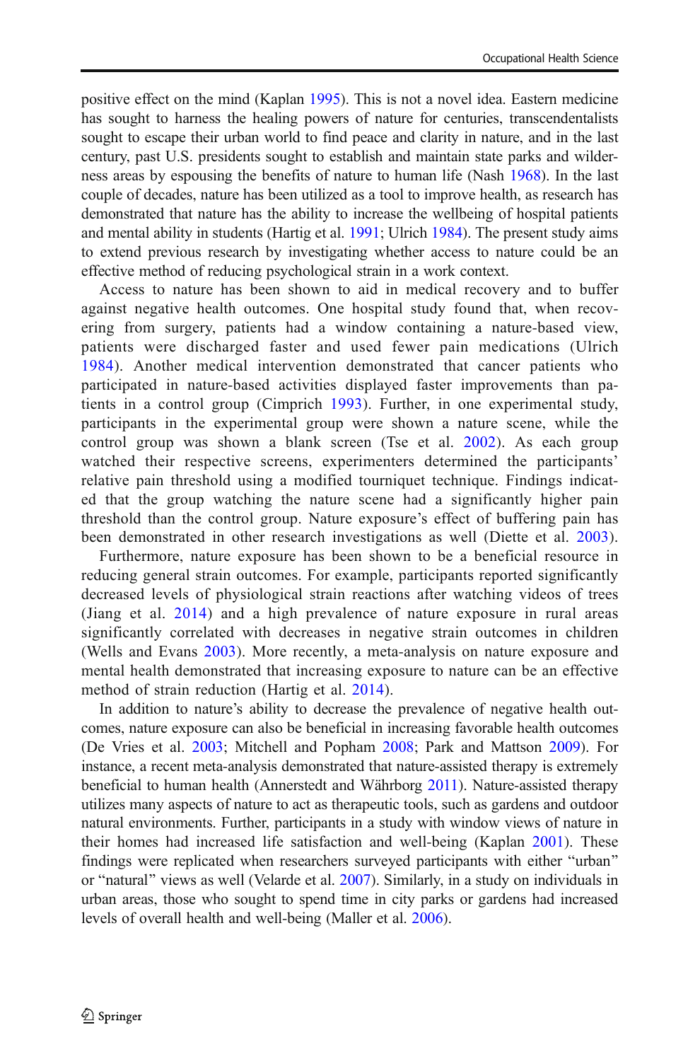positive effect on the mind (Kaplan 1995). This is not a novel idea. Eastern medicine has sought to harness the healing powers of nature for centuries, transcendentalists sought to escape their urban world to find peace and clarity in nature, and in the last century, past U.S. presidents sought to establish and maintain state parks and wilderness areas by espousing the benefits of nature to human life (Nash 1968). In the last couple of decades, nature has been utilized as a tool to improve health, as research has demonstrated that nature has the ability to increase the wellbeing of hospital patients and mental ability in students (Hartig et al. 1991; Ulrich 1984). The present study aims to extend previous research by investigating whether access to nature could be an effective method of reducing psychological strain in a work context.

Access to nature has been shown to aid in medical recovery and to buffer against negative health outcomes. One hospital study found that, when recovering from surgery, patients had a window containing a nature-based view, patients were discharged faster and used fewer pain medications (Ulrich 1984). Another medical intervention demonstrated that cancer patients who participated in nature-based activities displayed faster improvements than patients in a control group (Cimprich 1993). Further, in one experimental study, participants in the experimental group were shown a nature scene, while the control group was shown a blank screen (Tse et al. 2002). As each group watched their respective screens, experimenters determined the participants' relative pain threshold using a modified tourniquet technique. Findings indicated that the group watching the nature scene had a significantly higher pain threshold than the control group. Nature exposure's effect of buffering pain has been demonstrated in other research investigations as well (Diette et al. 2003).

Furthermore, nature exposure has been shown to be a beneficial resource in reducing general strain outcomes. For example, participants reported significantly decreased levels of physiological strain reactions after watching videos of trees (Jiang et al. 2014) and a high prevalence of nature exposure in rural areas significantly correlated with decreases in negative strain outcomes in children (Wells and Evans 2003). More recently, a meta-analysis on nature exposure and mental health demonstrated that increasing exposure to nature can be an effective method of strain reduction (Hartig et al. 2014).

In addition to nature's ability to decrease the prevalence of negative health outcomes, nature exposure can also be beneficial in increasing favorable health outcomes (De Vries et al. 2003; Mitchell and Popham 2008; Park and Mattson 2009). For instance, a recent meta-analysis demonstrated that nature-assisted therapy is extremely beneficial to human health (Annerstedt and Währborg 2011). Nature-assisted therapy utilizes many aspects of nature to act as therapeutic tools, such as gardens and outdoor natural environments. Further, participants in a study with window views of nature in their homes had increased life satisfaction and well-being (Kaplan 2001). These findings were replicated when researchers surveyed participants with either "urban" or "natural" views as well (Velarde et al. 2007). Similarly, in a study on individuals in urban areas, those who sought to spend time in city parks or gardens had increased levels of overall health and well-being (Maller et al. 2006).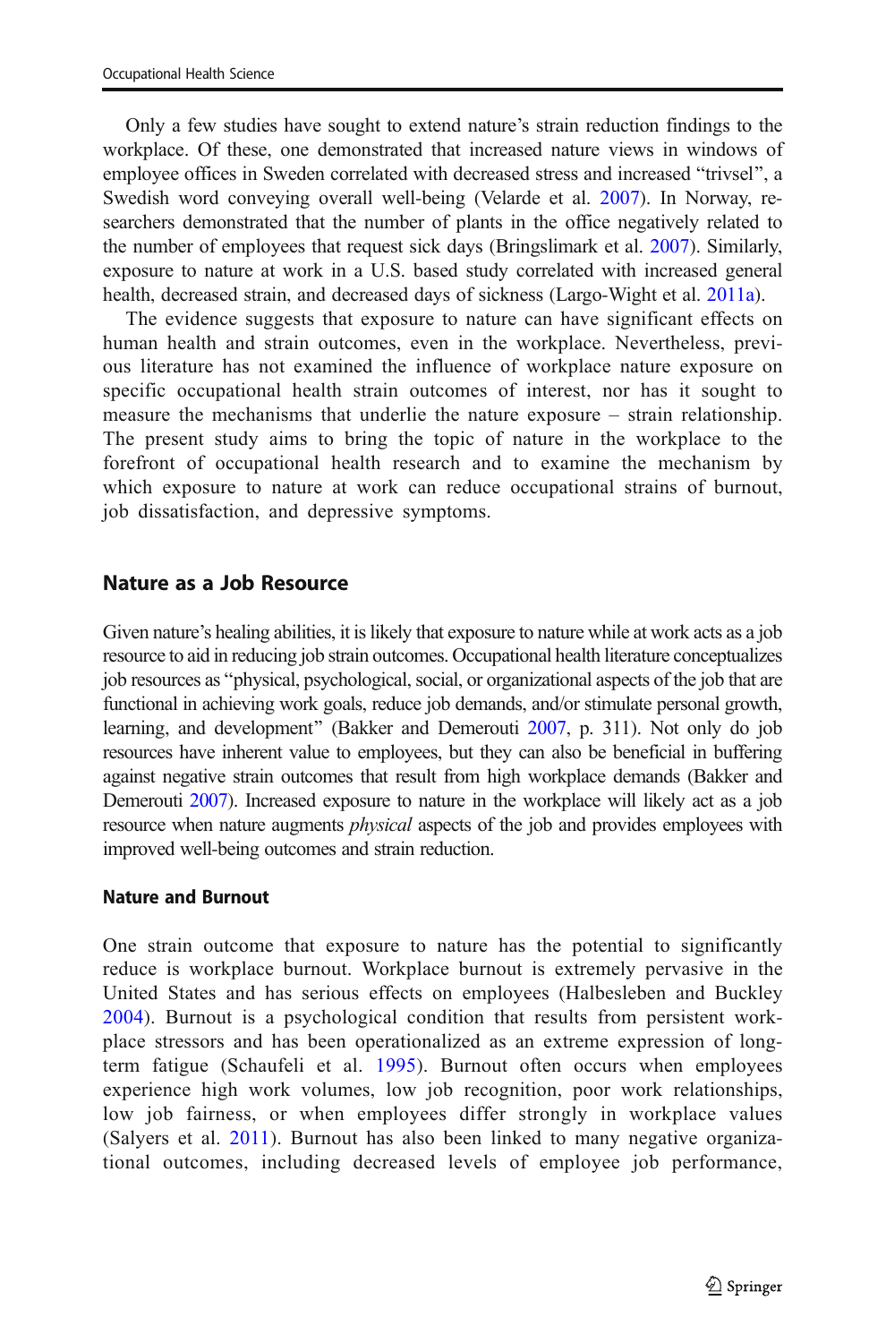Only a few studies have sought to extend nature's strain reduction findings to the workplace. Of these, one demonstrated that increased nature views in windows of employee offices in Sweden correlated with decreased stress and increased "trivsel", a Swedish word conveying overall well-being (Velarde et al. 2007). In Norway, researchers demonstrated that the number of plants in the office negatively related to the number of employees that request sick days (Bringslimark et al. 2007). Similarly, exposure to nature at work in a U.S. based study correlated with increased general health, decreased strain, and decreased days of sickness (Largo-Wight et al. 2011a).

The evidence suggests that exposure to nature can have significant effects on human health and strain outcomes, even in the workplace. Nevertheless, previous literature has not examined the influence of workplace nature exposure on specific occupational health strain outcomes of interest, nor has it sought to measure the mechanisms that underlie the nature exposure – strain relationship. The present study aims to bring the topic of nature in the workplace to the forefront of occupational health research and to examine the mechanism by which exposure to nature at work can reduce occupational strains of burnout, job dissatisfaction, and depressive symptoms.

## Nature as a Job Resource

Given nature's healing abilities, it is likely that exposure to nature while at work acts as a job resource to aid in reducing job strain outcomes. Occupational health literature conceptualizes job resources as "physical, psychological, social, or organizational aspects of the job that are functional in achieving work goals, reduce job demands, and/or stimulate personal growth, learning, and development" (Bakker and Demerouti 2007, p. 311). Not only do job resources have inherent value to employees, but they can also be beneficial in buffering against negative strain outcomes that result from high workplace demands (Bakker and Demerouti 2007). Increased exposure to nature in the workplace will likely act as a job resource when nature augments *physical* aspects of the job and provides employees with improved well-being outcomes and strain reduction.

### Nature and Burnout

One strain outcome that exposure to nature has the potential to significantly reduce is workplace burnout. Workplace burnout is extremely pervasive in the United States and has serious effects on employees (Halbesleben and Buckley 2004). Burnout is a psychological condition that results from persistent workplace stressors and has been operationalized as an extreme expression of long-term fatigue (Schaufeli et al. 1995). Burnout often occurs when employees experience high work volumes, low job recognition, poor work relationships, low job fairness, or when employees differ strongly in workplace values (Salyers et al. 2011). Burnout has also been linked to many negative organizational outcomes, including decreased levels of employee job performance,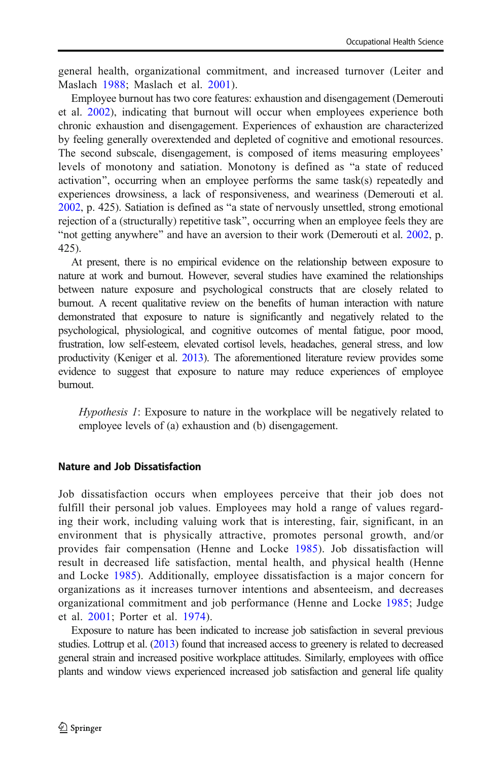general health, organizational commitment, and increased turnover (Leiter and Maslach 1988; Maslach et al. 2001).

Employee burnout has two core features: exhaustion and disengagement (Demerouti et al. 2002), indicating that burnout will occur when employees experience both chronic exhaustion and disengagement. Experiences of exhaustion are characterized by feeling generally overextended and depleted of cognitive and emotional resources. The second subscale, disengagement, is composed of items measuring employees' levels of monotony and satiation. Monotony is defined as "a state of reduced activation", occurring when an employee performs the same task(s) repeatedly and experiences drowsiness, a lack of responsiveness, and weariness (Demerouti et al. 2002, p. 425). Satiation is defined as "a state of nervously unsettled, strong emotional rejection of a (structurally) repetitive task", occurring when an employee feels they are "not getting anywhere" and have an aversion to their work (Demerouti et al. 2002, p. 425).

At present, there is no empirical evidence on the relationship between exposure to nature at work and burnout. However, several studies have examined the relationships between nature exposure and psychological constructs that are closely related to burnout. A recent qualitative review on the benefits of human interaction with nature demonstrated that exposure to nature is significantly and negatively related to the psychological, physiological, and cognitive outcomes of mental fatigue, poor mood, frustration, low self-esteem, elevated cortisol levels, headaches, general stress, and low productivity (Keniger et al. 2013). The aforementioned literature review provides some evidence to suggest that exposure to nature may reduce experiences of employee burnout.

> *Hypothesis 1*: Exposure to nature in the workplace will be negatively related to employee levels of (a) exhaustion and (b) disengagement.

### Nature and Job Dissatisfaction

Job dissatisfaction occurs when employees perceive that their job does not fulfill their personal job values. Employees may hold a range of values regarding their work, including valuing work that is interesting, fair, significant, in an environment that is physically attractive, promotes personal growth, and/or provides fair compensation (Henne and Locke 1985). Job dissatisfaction will result in decreased life satisfaction, mental health, and physical health (Henne and Locke 1985). Additionally, employee dissatisfaction is a major concern for organizations as it increases turnover intentions and absenteeism, and decreases organizational commitment and job performance (Henne and Locke 1985; Judge et al. 2001; Porter et al. 1974).

Exposure to nature has been indicated to increase job satisfaction in several previous studies. Lottrup et al. (2013) found that increased access to greenery is related to decreased general strain and increased positive workplace attitudes. Similarly, employees with office plants and window views experienced increased job satisfaction and general life quality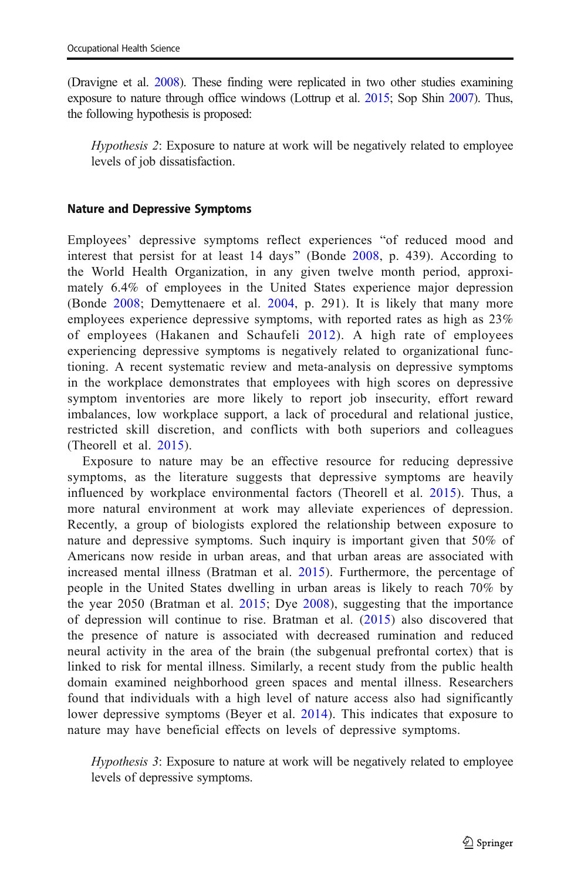(Dravigne et al. 2008). These finding were replicated in two other studies examining exposure to nature through office windows (Lottrup et al. 2015; Sop Shin 2007). Thus, the following hypothesis is proposed:

> *Hypothesis 2*: Exposure to nature at work will be negatively related to employee levels of job dissatisfaction.

### Nature and Depressive Symptoms

Employees' depressive symptoms reflect experiences "of reduced mood and interest that persist for at least 14 days" (Bonde 2008, p. 439). According to the World Health Organization, in any given twelve month period, approximately 6.4% of employees in the United States experience major depression (Bonde 2008; Demyttenaere et al. 2004, p. 291). It is likely that many more employees experience depressive symptoms, with reported rates as high as 23% of employees (Hakanen and Schaufeli 2012). A high rate of employees experiencing depressive symptoms is negatively related to organizational functioning. A recent systematic review and meta-analysis on depressive symptoms in the workplace demonstrates that employees with high scores on depressive symptom inventories are more likely to report job insecurity, effort reward imbalances, low workplace support, a lack of procedural and relational justice, restricted skill discretion, and conflicts with both superiors and colleagues (Theorell et al. 2015).

Exposure to nature may be an effective resource for reducing depressive symptoms, as the literature suggests that depressive symptoms are heavily influenced by workplace environmental factors (Theorell et al. 2015). Thus, a more natural environment at work may alleviate experiences of depression. Recently, a group of biologists explored the relationship between exposure to nature and depressive symptoms. Such inquiry is important given that 50% of Americans now reside in urban areas, and that urban areas are associated with increased mental illness (Bratman et al. 2015). Furthermore, the percentage of people in the United States dwelling in urban areas is likely to reach 70% by the year 2050 (Bratman et al. 2015; Dye 2008), suggesting that the importance of depression will continue to rise. Bratman et al. (2015) also discovered that the presence of nature is associated with decreased rumination and reduced neural activity in the area of the brain (the subgenual prefrontal cortex) that is linked to risk for mental illness. Similarly, a recent study from the public health domain examined neighborhood green spaces and mental illness. Researchers found that individuals with a high level of nature access also had significantly lower depressive symptoms (Beyer et al. 2014). This indicates that exposure to nature may have beneficial effects on levels of depressive symptoms.

> *Hypothesis 3*: Exposure to nature at work will be negatively related to employee levels of depressive symptoms.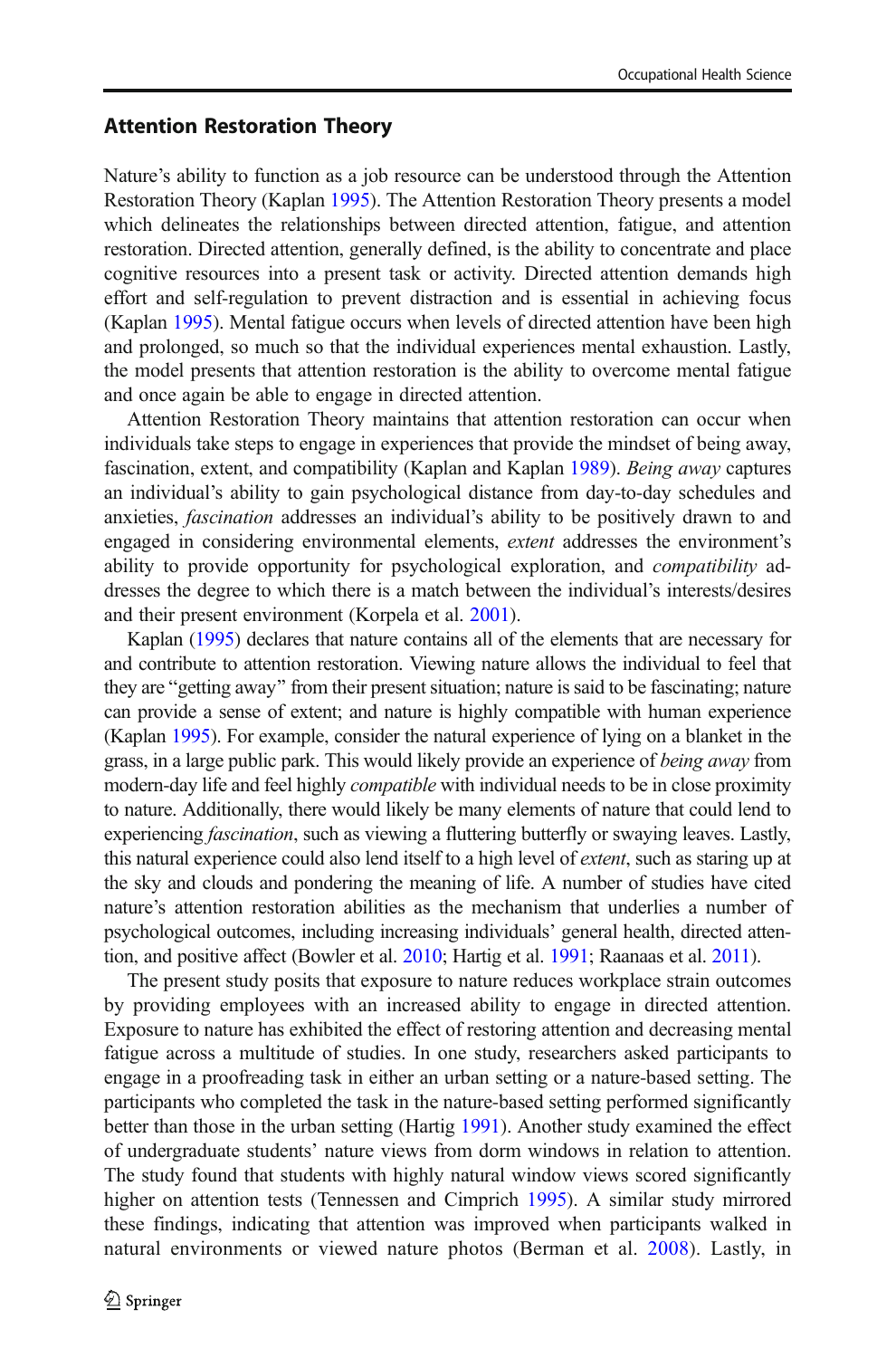## Attention Restoration Theory

Nature's ability to function as a job resource can be understood through the Attention Restoration Theory (Kaplan 1995). The Attention Restoration Theory presents a model which delineates the relationships between directed attention, fatigue, and attention restoration. Directed attention, generally defined, is the ability to concentrate and place cognitive resources into a present task or activity. Directed attention demands high effort and self-regulation to prevent distraction and is essential in achieving focus (Kaplan 1995). Mental fatigue occurs when levels of directed attention have been high and prolonged, so much so that the individual experiences mental exhaustion. Lastly, the model presents that attention restoration is the ability to overcome mental fatigue and once again be able to engage in directed attention.

Attention Restoration Theory maintains that attention restoration can occur when individuals take steps to engage in experiences that provide the mindset of being away, fascination, extent, and compatibility (Kaplan and Kaplan 1989). *Being away* captures an individual's ability to gain psychological distance from day-to-day schedules and anxieties, *fascination* addresses an individual's ability to be positively drawn to and engaged in considering environmental elements, *extent* addresses the environment's ability to provide opportunity for psychological exploration, and *compatibility* addresses the degree to which there is a match between the individual's interests/desires and their present environment (Korpela et al. 2001).

Kaplan (1995) declares that nature contains all of the elements that are necessary for and contribute to attention restoration. Viewing nature allows the individual to feel that they are "getting away" from their present situation; nature is said to be fascinating; nature can provide a sense of extent; and nature is highly compatible with human experience (Kaplan 1995). For example, consider the natural experience of lying on a blanket in the grass, in a large public park. This would likely provide an experience of *being away* from modern-day life and feel highly *compatible* with individual needs to be in close proximity to nature. Additionally, there would likely be many elements of nature that could lend to experiencing *fascination*, such as viewing a fluttering butterfly or swaying leaves. Lastly, this natural experience could also lend itself to a high level of *extent*, such as staring up at the sky and clouds and pondering the meaning of life. A number of studies have cited nature's attention restoration abilities as the mechanism that underlies a number of psychological outcomes, including increasing individuals' general health, directed attention, and positive affect (Bowler et al. 2010; Hartig et al. 1991; Raanaas et al. 2011).

The present study posits that exposure to nature reduces workplace strain outcomes by providing employees with an increased ability to engage in directed attention. Exposure to nature has exhibited the effect of restoring attention and decreasing mental fatigue across a multitude of studies. In one study, researchers asked participants to engage in a proofreading task in either an urban setting or a nature-based setting. The participants who completed the task in the nature-based setting performed significantly better than those in the urban setting (Hartig 1991). Another study examined the effect of undergraduate students' nature views from dorm windows in relation to attention. The study found that students with highly natural window views scored significantly higher on attention tests (Tennessen and Cimprich 1995). A similar study mirrored these findings, indicating that attention was improved when participants walked in natural environments or viewed nature photos (Berman et al. 2008). Lastly, in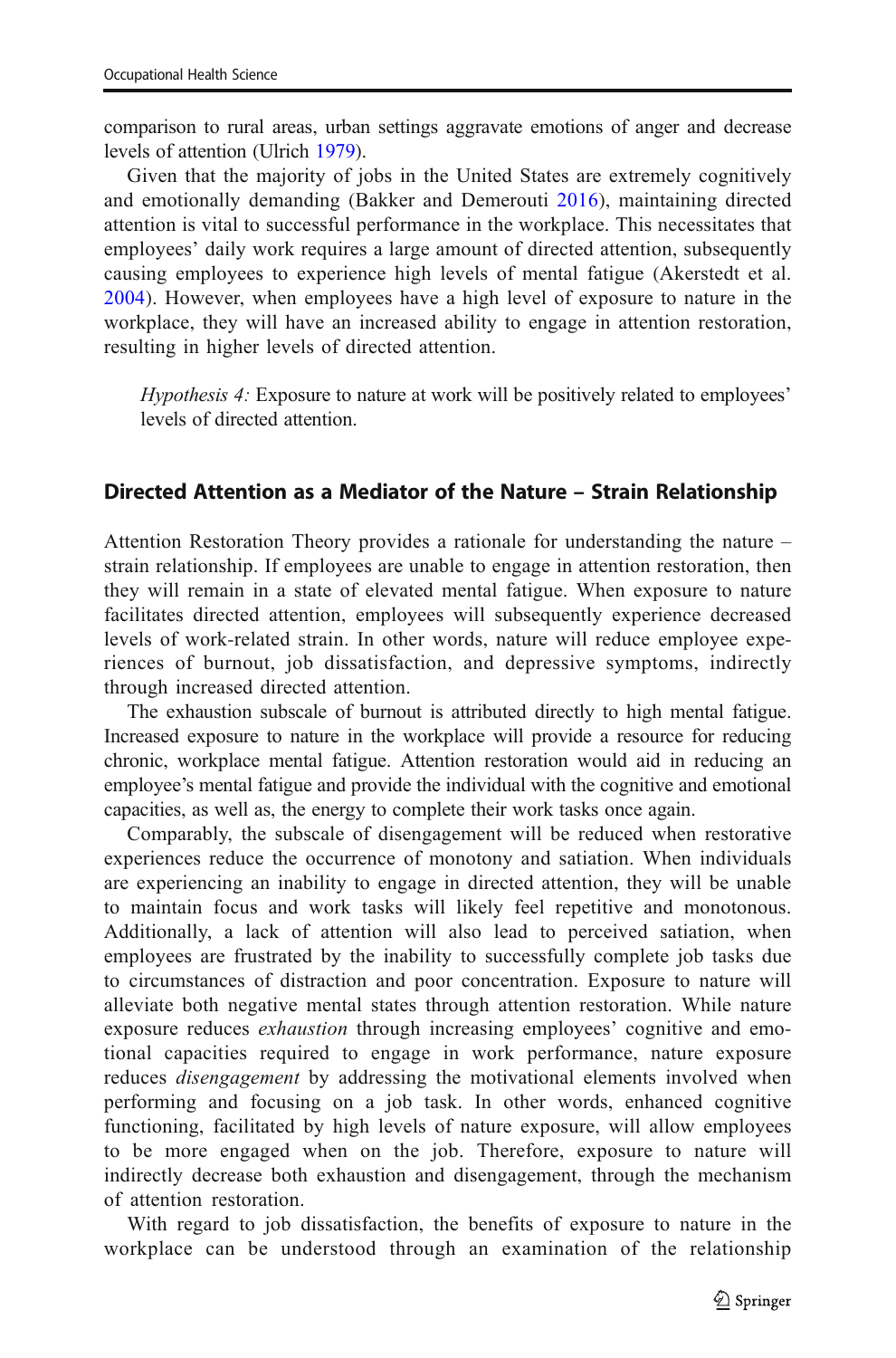comparison to rural areas, urban settings aggravate emotions of anger and decrease levels of attention (Ulrich 1979).

Given that the majority of jobs in the United States are extremely cognitively and emotionally demanding (Bakker and Demerouti 2016), maintaining directed attention is vital to successful performance in the workplace. This necessitates that employees' daily work requires a large amount of directed attention, subsequently causing employees to experience high levels of mental fatigue (Akerstedt et al. 2004). However, when employees have a high level of exposure to nature in the workplace, they will have an increased ability to engage in attention restoration, resulting in higher levels of directed attention.

> *Hypothesis 4:* Exposure to nature at work will be positively related to employees' levels of directed attention.

## Directed Attention as a Mediator of the Nature – Strain Relationship

Attention Restoration Theory provides a rationale for understanding the nature – strain relationship. If employees are unable to engage in attention restoration, then they will remain in a state of elevated mental fatigue. When exposure to nature facilitates directed attention, employees will subsequently experience decreased levels of work-related strain. In other words, nature will reduce employee experiences of burnout, job dissatisfaction, and depressive symptoms, indirectly through increased directed attention.

The exhaustion subscale of burnout is attributed directly to high mental fatigue. Increased exposure to nature in the workplace will provide a resource for reducing chronic, workplace mental fatigue. Attention restoration would aid in reducing an employee's mental fatigue and provide the individual with the cognitive and emotional capacities, as well as, the energy to complete their work tasks once again.

Comparably, the subscale of disengagement will be reduced when restorative experiences reduce the occurrence of monotony and satiation. When individuals are experiencing an inability to engage in directed attention, they will be unable to maintain focus and work tasks will likely feel repetitive and monotonous. Additionally, a lack of attention will also lead to perceived satiation, when employees are frustrated by the inability to successfully complete job tasks due to circumstances of distraction and poor concentration. Exposure to nature will alleviate both negative mental states through attention restoration. While nature exposure reduces *exhaustion* through increasing employees' cognitive and emotional capacities required to engage in work performance, nature exposure reduces *disengagement* by addressing the motivational elements involved when performing and focusing on a job task. In other words, enhanced cognitive functioning, facilitated by high levels of nature exposure, will allow employees to be more engaged when on the job. Therefore, exposure to nature will indirectly decrease both exhaustion and disengagement, through the mechanism of attention restoration.

With regard to job dissatisfaction, the benefits of exposure to nature in the workplace can be understood through an examination of the relationship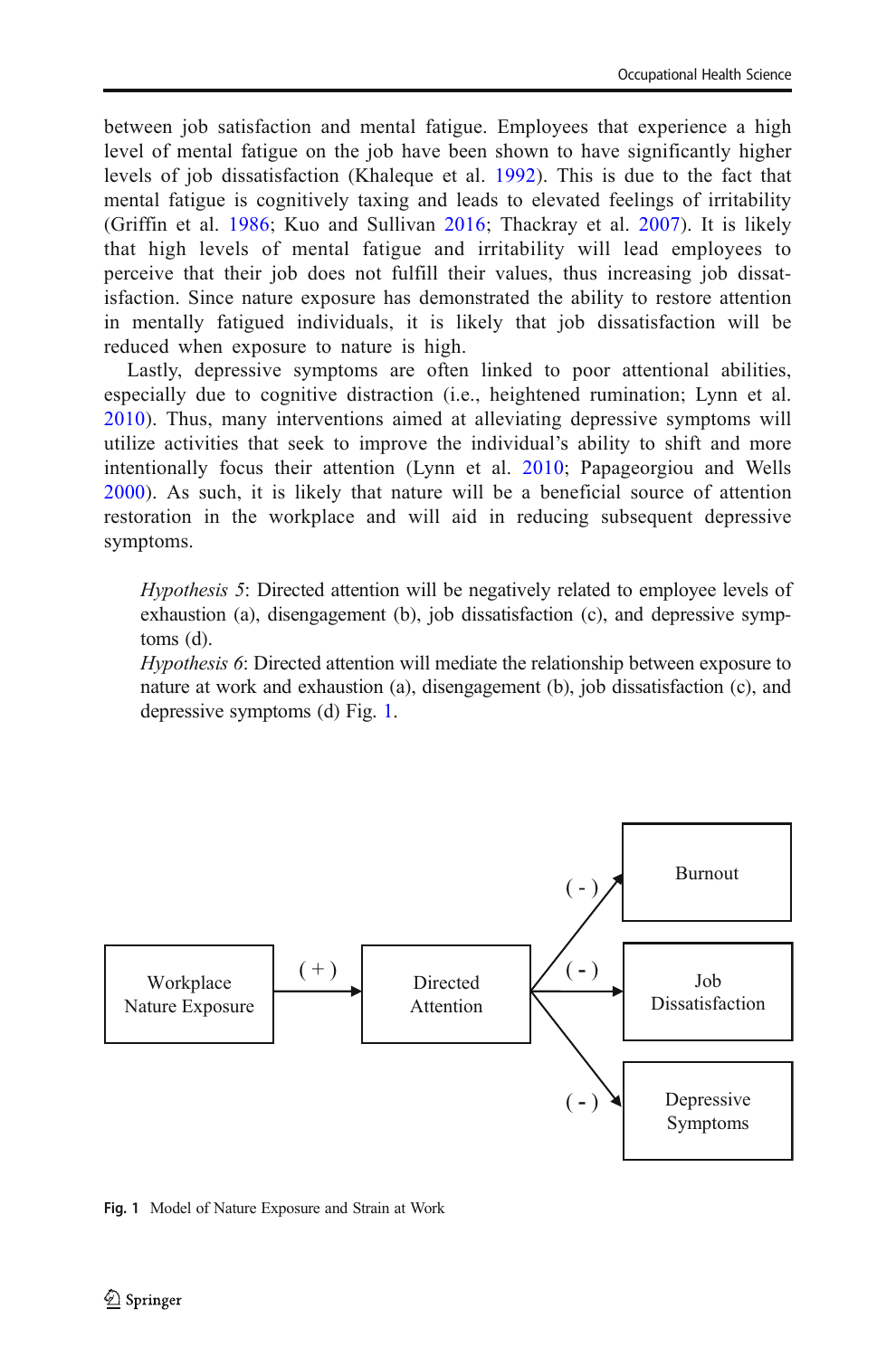between job satisfaction and mental fatigue. Employees that experience a high level of mental fatigue on the job have been shown to have significantly higher levels of job dissatisfaction (Khaleque et al. 1992). This is due to the fact that mental fatigue is cognitively taxing and leads to elevated feelings of irritability (Griffin et al. 1986; Kuo and Sullivan 2016; Thackray et al. 2007). It is likely that high levels of mental fatigue and irritability will lead employees to perceive that their job does not fulfill their values, thus increasing job dissatisfaction. Since nature exposure has demonstrated the ability to restore attention in mentally fatigued individuals, it is likely that job dissatisfaction will be reduced when exposure to nature is high.

Lastly, depressive symptoms are often linked to poor attentional abilities, especially due to cognitive distraction (i.e., heightened rumination; Lynn et al. 2010). Thus, many interventions aimed at alleviating depressive symptoms will utilize activities that seek to improve the individual's ability to shift and more intentionally focus their attention (Lynn et al. 2010; Papageorgiou and Wells 2000). As such, it is likely that nature will be a beneficial source of attention restoration in the workplace and will aid in reducing subsequent depressive symptoms.

> *Hypothesis 5*: Directed attention will be negatively related to employee levels of exhaustion (a), disengagement (b), job dissatisfaction (c), and depressive symptoms (d).
>
> *Hypothesis 6*: Directed attention will mediate the relationship between exposure to nature at work and exhaustion (a), disengagement (b), job dissatisfaction (c), and depressive symptoms (d) Fig. 1.

Workplace Nature Exposure → (+) → Directed Attention → (-) → Burnout; (-) → Job Dissatisfaction; (-) → Depressive Symptoms

**Fig. 1** Model of Nature Exposure and Strain at Work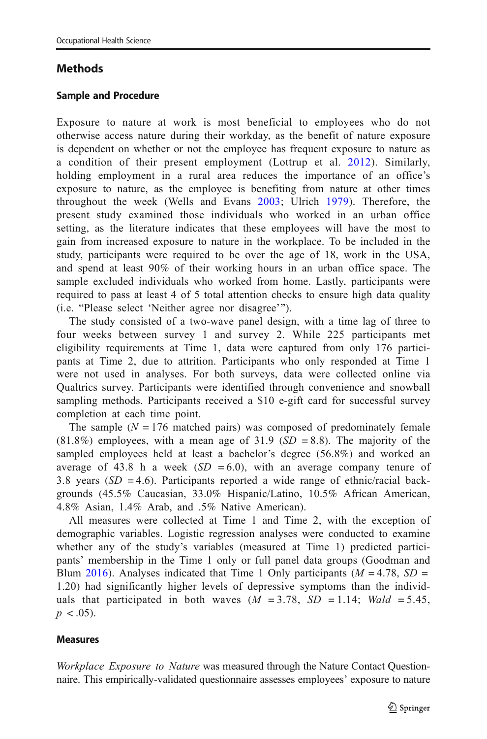## Methods

### Sample and Procedure

Exposure to nature at work is most beneficial to employees who do not otherwise access nature during their workday, as the benefit of nature exposure is dependent on whether or not the employee has frequent exposure to nature as a condition of their present employment (Lottrup et al. 2012). Similarly, holding employment in a rural area reduces the importance of an office's exposure to nature, as the employee is benefiting from nature at other times throughout the week (Wells and Evans 2003; Ulrich 1979). Therefore, the present study examined those individuals who worked in an urban office setting, as the literature indicates that these employees will have the most to gain from increased exposure to nature in the workplace. To be included in the study, participants were required to be over the age of 18, work in the USA, and spend at least 90% of their working hours in an urban office space. The sample excluded individuals who worked from home. Lastly, participants were required to pass at least 4 of 5 total attention checks to ensure high data quality (i.e. "Please select 'Neither agree nor disagree'").

The study consisted of a two-wave panel design, with a time lag of three to four weeks between survey 1 and survey 2. While 225 participants met eligibility requirements at Time 1, data were captured from only 176 participants at Time 2, due to attrition. Participants who only responded at Time 1 were not used in analyses. For both surveys, data were collected online via Qualtrics survey. Participants were identified through convenience and snowball sampling methods. Participants received a $10 e-gift card for successful survey completion at each time point.

The sample ($N = 176$ matched pairs) was composed of predominately female (81.8%) employees, with a mean age of 31.9 ($SD = 8.8$). The majority of the sampled employees held at least a bachelor's degree (56.8%) and worked an average of 43.8 h a week ($SD = 6.0$), with an average company tenure of 3.8 years ($SD = 4.6$). Participants reported a wide range of ethnic/racial backgrounds (45.5% Caucasian, 33.0% Hispanic/Latino, 10.5% African American, 4.8% Asian, 1.4% Arab, and .5% Native American).

All measures were collected at Time 1 and Time 2, with the exception of demographic variables. Logistic regression analyses were conducted to examine whether any of the study's variables (measured at Time 1) predicted participants' membership in the Time 1 only or full panel data groups (Goodman and Blum 2016). Analyses indicated that Time 1 Only participants ($M = 4.78$, $SD = 1.20$) had significantly higher levels of depressive symptoms than the individuals that participated in both waves ($M = 3.78$, $SD = 1.14$; $Wald = 5.45$, $p < .05$).

### Measures

*Workplace Exposure to Nature* was measured through the Nature Contact Questionnaire. This empirically-validated questionnaire assesses employees' exposure to nature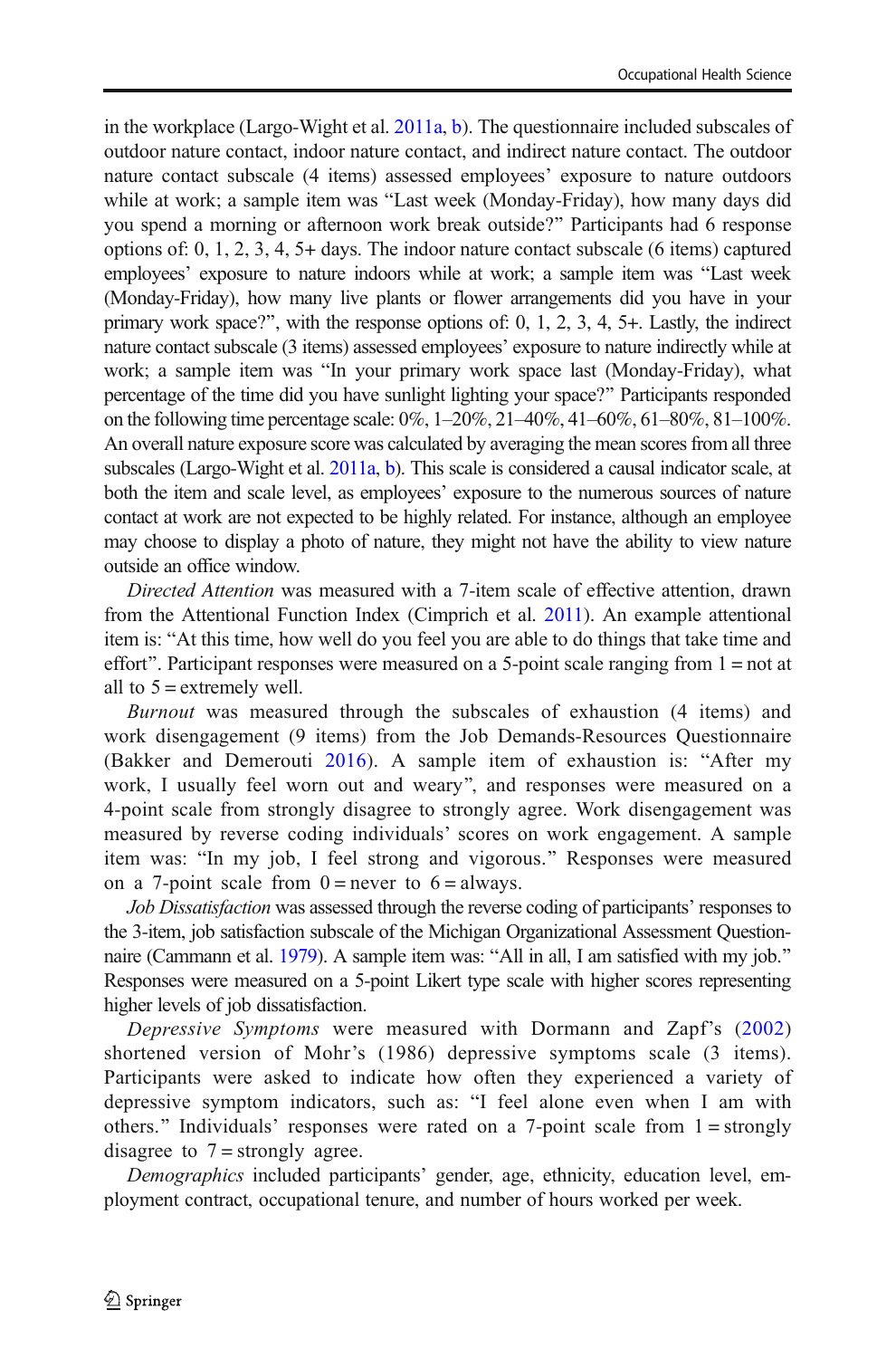in the workplace (Largo-Wight et al. 2011a, b). The questionnaire included subscales of outdoor nature contact, indoor nature contact, and indirect nature contact. The outdoor nature contact subscale (4 items) assessed employees' exposure to nature outdoors while at work; a sample item was "Last week (Monday-Friday), how many days did you spend a morning or afternoon work break outside?" Participants had 6 response options of: 0, 1, 2, 3, 4, 5+ days. The indoor nature contact subscale (6 items) captured employees' exposure to nature indoors while at work; a sample item was "Last week (Monday-Friday), how many live plants or flower arrangements did you have in your primary work space?", with the response options of: 0, 1, 2, 3, 4, 5+. Lastly, the indirect nature contact subscale (3 items) assessed employees' exposure to nature indirectly while at work; a sample item was "In your primary work space last (Monday-Friday), what percentage of the time did you have sunlight lighting your space?" Participants responded on the following time percentage scale: 0%, 1–20%, 21–40%, 41–60%, 61–80%, 81–100%. An overall nature exposure score was calculated by averaging the mean scores from all three subscales (Largo-Wight et al. 2011a, b). This scale is considered a causal indicator scale, at both the item and scale level, as employees' exposure to the numerous sources of nature contact at work are not expected to be highly related. For instance, although an employee may choose to display a photo of nature, they might not have the ability to view nature outside an office window.

*Directed Attention* was measured with a 7-item scale of effective attention, drawn from the Attentional Function Index (Cimprich et al. 2011). An example attentional item is: "At this time, how well do you feel you are able to do things that take time and effort". Participant responses were measured on a 5-point scale ranging from 1 = not at all to 5 = extremely well.

*Burnout* was measured through the subscales of exhaustion (4 items) and work disengagement (9 items) from the Job Demands-Resources Questionnaire (Bakker and Demerouti 2016). A sample item of exhaustion is: "After my work, I usually feel worn out and weary", and responses were measured on a 4-point scale from strongly disagree to strongly agree. Work disengagement was measured by reverse coding individuals' scores on work engagement. A sample item was: "In my job, I feel strong and vigorous." Responses were measured on a 7-point scale from 0 = never to 6 = always.

*Job Dissatisfaction* was assessed through the reverse coding of participants' responses to the 3-item, job satisfaction subscale of the Michigan Organizational Assessment Questionnaire (Cammann et al. 1979). A sample item was: "All in all, I am satisfied with my job." Responses were measured on a 5-point Likert type scale with higher scores representing higher levels of job dissatisfaction.

*Depressive Symptoms* were measured with Dormann and Zapf's (2002) shortened version of Mohr's (1986) depressive symptoms scale (3 items). Participants were asked to indicate how often they experienced a variety of depressive symptom indicators, such as: "I feel alone even when I am with others." Individuals' responses were rated on a 7-point scale from 1 = strongly disagree to 7 = strongly agree.

*Demographics* included participants' gender, age, ethnicity, education level, employment contract, occupational tenure, and number of hours worked per week.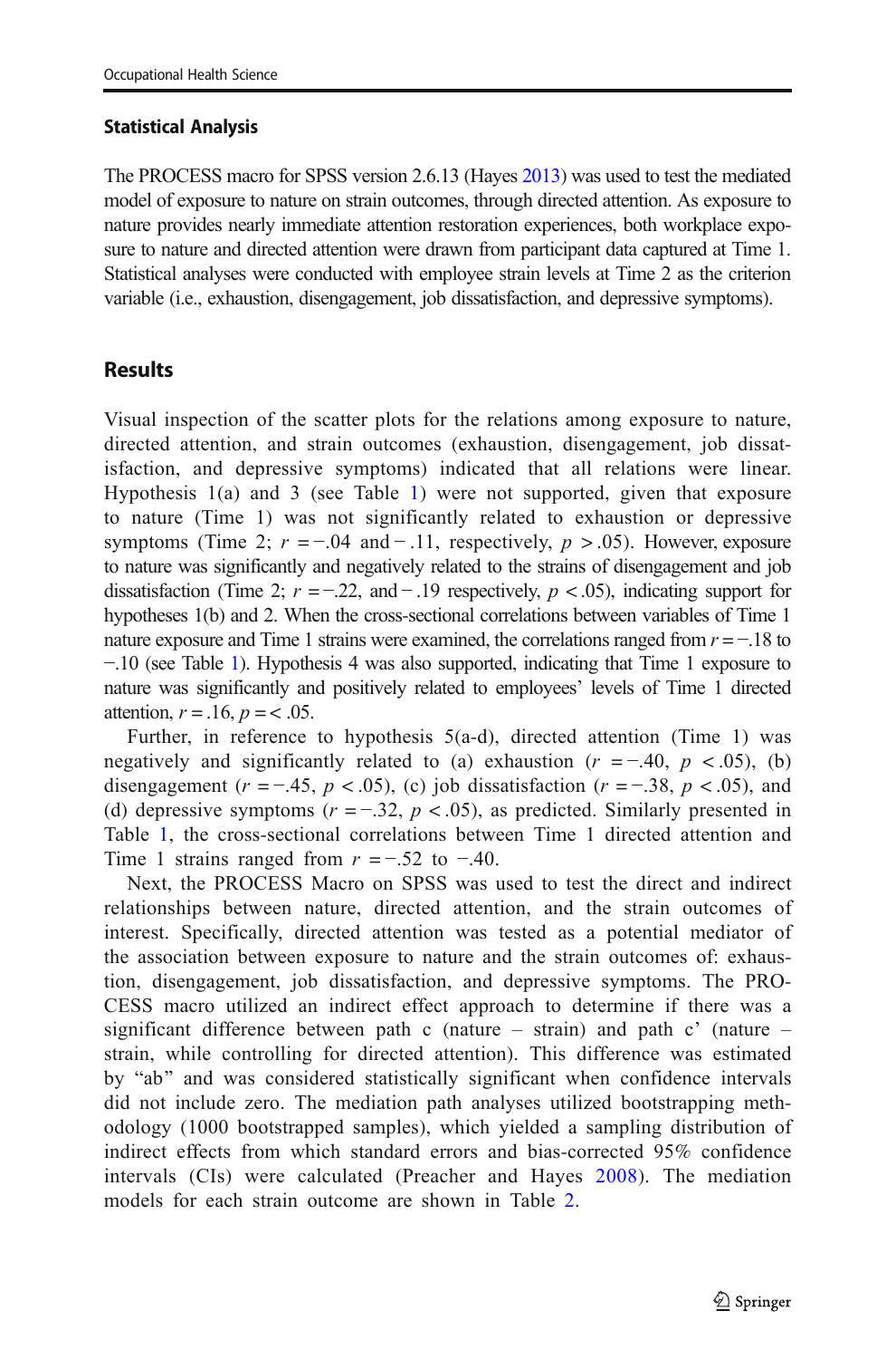### Statistical Analysis

The PROCESS macro for SPSS version 2.6.13 (Hayes 2013) was used to test the mediated model of exposure to nature on strain outcomes, through directed attention. As exposure to nature provides nearly immediate attention restoration experiences, both workplace exposure to nature and directed attention were drawn from participant data captured at Time 1. Statistical analyses were conducted with employee strain levels at Time 2 as the criterion variable (i.e., exhaustion, disengagement, job dissatisfaction, and depressive symptoms).

## Results

Visual inspection of the scatter plots for the relations among exposure to nature, directed attention, and strain outcomes (exhaustion, disengagement, job dissatisfaction, and depressive symptoms) indicated that all relations were linear. Hypothesis 1(a) and 3 (see Table 1) were not supported, given that exposure to nature (Time 1) was not significantly related to exhaustion or depressive symptoms (Time 2; $r = -.04$ and $-.11$, respectively, $p > .05$). However, exposure to nature was significantly and negatively related to the strains of disengagement and job dissatisfaction (Time 2; $r = -.22$, and $-.19$ respectively, $p < .05$), indicating support for hypotheses 1(b) and 2. When the cross-sectional correlations between variables of Time 1 nature exposure and Time 1 strains were examined, the correlations ranged from $r = -.18$ to $-.10$ (see Table 1). Hypothesis 4 was also supported, indicating that Time 1 exposure to nature was significantly and positively related to employees' levels of Time 1 directed attention, $r = .16$, $p = < .05$.

Further, in reference to hypothesis 5(a-d), directed attention (Time 1) was negatively and significantly related to (a) exhaustion ($r = -.40$, $p < .05$), (b) disengagement ($r = -.45$, $p < .05$), (c) job dissatisfaction ($r = -.38$, $p < .05$), and (d) depressive symptoms ($r = -.32$, $p < .05$), as predicted. Similarly presented in Table 1, the cross-sectional correlations between Time 1 directed attention and Time 1 strains ranged from $r = -.52$ to $-.40$.

Next, the PROCESS Macro on SPSS was used to test the direct and indirect relationships between nature, directed attention, and the strain outcomes of interest. Specifically, directed attention was tested as a potential mediator of the association between exposure to nature and the strain outcomes of: exhaustion, disengagement, job dissatisfaction, and depressive symptoms. The PROCESS macro utilized an indirect effect approach to determine if there was a significant difference between path c (nature – strain) and path c' (nature – strain, while controlling for directed attention). This difference was estimated by "ab" and was considered statistically significant when confidence intervals did not include zero. The mediation path analyses utilized bootstrapping methodology (1000 bootstrapped samples), which yielded a sampling distribution of indirect effects from which standard errors and bias-corrected 95% confidence intervals (CIs) were calculated (Preacher and Hayes 2008). The mediation models for each strain outcome are shown in Table 2.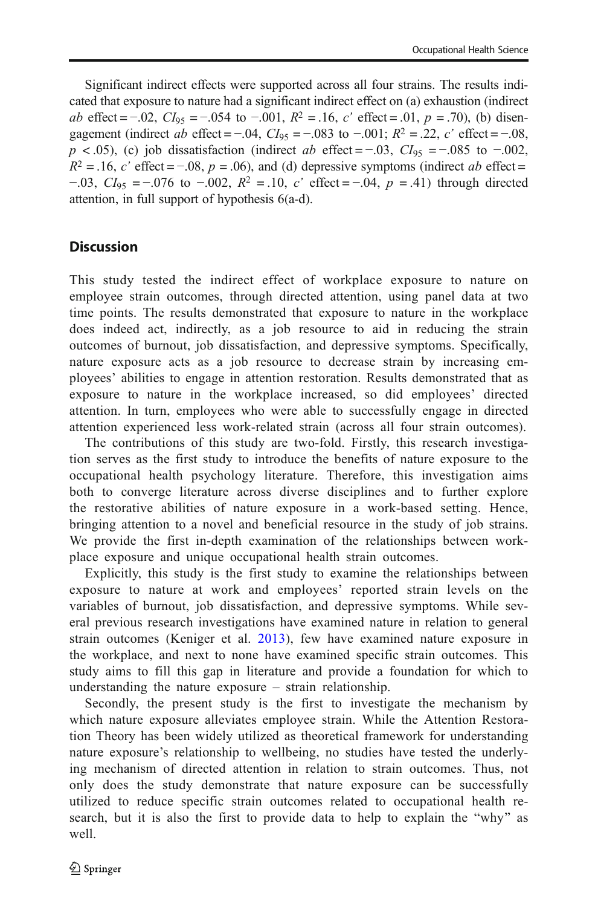Significant indirect effects were supported across all four strains. The results indicated that exposure to nature had a significant indirect effect on (a) exhaustion (indirect *ab* effect = −.02, $CI_{95}$ = −.054 to −.001, $R^2$ = .16, *c'* effect = .01, *p* = .70), (b) disengagement (indirect *ab* effect = −.04, $CI_{95}$ = −.083 to −.001; $R^2$ = .22, *c'* effect = −.08, $p < .05$), (c) job dissatisfaction (indirect *ab* effect = −.03, $CI_{95}$ = −.085 to −.002, $R^2$ = .16, *c'* effect = −.08, *p* = .06), and (d) depressive symptoms (indirect *ab* effect = −.03, $CI_{95}$ = −.076 to −.002, $R^2$ = .10, *c'* effect = −.04, *p* = .41) through directed attention, in full support of hypothesis 6(a-d).

## Discussion

This study tested the indirect effect of workplace exposure to nature on employee strain outcomes, through directed attention, using panel data at two time points. The results demonstrated that exposure to nature in the workplace does indeed act, indirectly, as a job resource to aid in reducing the strain outcomes of burnout, job dissatisfaction, and depressive symptoms. Specifically, nature exposure acts as a job resource to decrease strain by increasing employees' abilities to engage in attention restoration. Results demonstrated that as exposure to nature in the workplace increased, so did employees' directed attention. In turn, employees who were able to successfully engage in directed attention experienced less work-related strain (across all four strain outcomes).

The contributions of this study are two-fold. Firstly, this research investigation serves as the first study to introduce the benefits of nature exposure to the occupational health psychology literature. Therefore, this investigation aims both to converge literature across diverse disciplines and to further explore the restorative abilities of nature exposure in a work-based setting. Hence, bringing attention to a novel and beneficial resource in the study of job strains. We provide the first in-depth examination of the relationships between workplace exposure and unique occupational health strain outcomes.

Explicitly, this study is the first study to examine the relationships between exposure to nature at work and employees' reported strain levels on the variables of burnout, job dissatisfaction, and depressive symptoms. While several previous research investigations have examined nature in relation to general strain outcomes (Keniger et al. 2013), few have examined nature exposure in the workplace, and next to none have examined specific strain outcomes. This study aims to fill this gap in literature and provide a foundation for which to understanding the nature exposure – strain relationship.

Secondly, the present study is the first to investigate the mechanism by which nature exposure alleviates employee strain. While the Attention Restoration Theory has been widely utilized as theoretical framework for understanding nature exposure's relationship to wellbeing, no studies have tested the underlying mechanism of directed attention in relation to strain outcomes. Thus, not only does the study demonstrate that nature exposure can be successfully utilized to reduce specific strain outcomes related to occupational health research, but it is also the first to provide data to help to explain the "why" as well.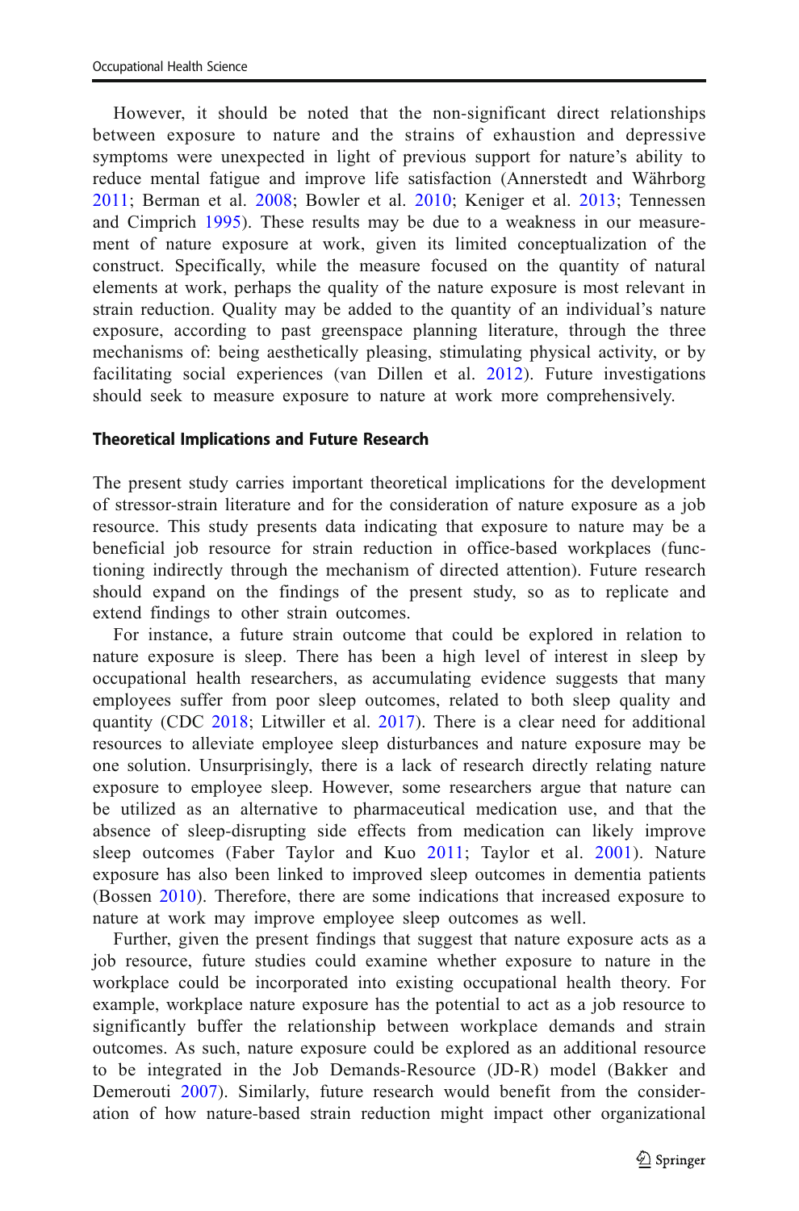However, it should be noted that the non-significant direct relationships between exposure to nature and the strains of exhaustion and depressive symptoms were unexpected in light of previous support for nature's ability to reduce mental fatigue and improve life satisfaction (Annerstedt and Währborg 2011; Berman et al. 2008; Bowler et al. 2010; Keniger et al. 2013; Tennessen and Cimprich 1995). These results may be due to a weakness in our measurement of nature exposure at work, given its limited conceptualization of the construct. Specifically, while the measure focused on the quantity of natural elements at work, perhaps the quality of the nature exposure is most relevant in strain reduction. Quality may be added to the quantity of an individual's nature exposure, according to past greenspace planning literature, through the three mechanisms of: being aesthetically pleasing, stimulating physical activity, or by facilitating social experiences (van Dillen et al. 2012). Future investigations should seek to measure exposure to nature at work more comprehensively.

### Theoretical Implications and Future Research

The present study carries important theoretical implications for the development of stressor-strain literature and for the consideration of nature exposure as a job resource. This study presents data indicating that exposure to nature may be a beneficial job resource for strain reduction in office-based workplaces (functioning indirectly through the mechanism of directed attention). Future research should expand on the findings of the present study, so as to replicate and extend findings to other strain outcomes.

For instance, a future strain outcome that could be explored in relation to nature exposure is sleep. There has been a high level of interest in sleep by occupational health researchers, as accumulating evidence suggests that many employees suffer from poor sleep outcomes, related to both sleep quality and quantity (CDC 2018; Litwiller et al. 2017). There is a clear need for additional resources to alleviate employee sleep disturbances and nature exposure may be one solution. Unsurprisingly, there is a lack of research directly relating nature exposure to employee sleep. However, some researchers argue that nature can be utilized as an alternative to pharmaceutical medication use, and that the absence of sleep-disrupting side effects from medication can likely improve sleep outcomes (Faber Taylor and Kuo 2011; Taylor et al. 2001). Nature exposure has also been linked to improved sleep outcomes in dementia patients (Bossen 2010). Therefore, there are some indications that increased exposure to nature at work may improve employee sleep outcomes as well.

Further, given the present findings that suggest that nature exposure acts as a job resource, future studies could examine whether exposure to nature in the workplace could be incorporated into existing occupational health theory. For example, workplace nature exposure has the potential to act as a job resource to significantly buffer the relationship between workplace demands and strain outcomes. As such, nature exposure could be explored as an additional resource to be integrated in the Job Demands-Resource (JD-R) model (Bakker and Demerouti 2007). Similarly, future research would benefit from the consideration of how nature-based strain reduction might impact other organizational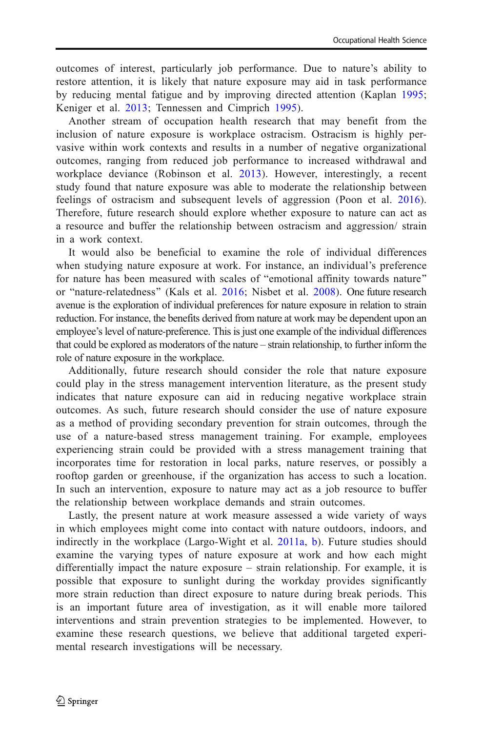outcomes of interest, particularly job performance. Due to nature's ability to restore attention, it is likely that nature exposure may aid in task performance by reducing mental fatigue and by improving directed attention (Kaplan 1995; Keniger et al. 2013; Tennessen and Cimprich 1995).

Another stream of occupation health research that may benefit from the inclusion of nature exposure is workplace ostracism. Ostracism is highly pervasive within work contexts and results in a number of negative organizational outcomes, ranging from reduced job performance to increased withdrawal and workplace deviance (Robinson et al. 2013). However, interestingly, a recent study found that nature exposure was able to moderate the relationship between feelings of ostracism and subsequent levels of aggression (Poon et al. 2016). Therefore, future research should explore whether exposure to nature can act as a resource and buffer the relationship between ostracism and aggression/ strain in a work context.

It would also be beneficial to examine the role of individual differences when studying nature exposure at work. For instance, an individual's preference for nature has been measured with scales of "emotional affinity towards nature" or "nature-relatedness" (Kals et al. 2016; Nisbet et al. 2008). One future research avenue is the exploration of individual preferences for nature exposure in relation to strain reduction. For instance, the benefits derived from nature at work may be dependent upon an employee's level of nature-preference. This is just one example of the individual differences that could be explored as moderators of the nature – strain relationship, to further inform the role of nature exposure in the workplace.

Additionally, future research should consider the role that nature exposure could play in the stress management intervention literature, as the present study indicates that nature exposure can aid in reducing negative workplace strain outcomes. As such, future research should consider the use of nature exposure as a method of providing secondary prevention for strain outcomes, through the use of a nature-based stress management training. For example, employees experiencing strain could be provided with a stress management training that incorporates time for restoration in local parks, nature reserves, or possibly a rooftop garden or greenhouse, if the organization has access to such a location. In such an intervention, exposure to nature may act as a job resource to buffer the relationship between workplace demands and strain outcomes.

Lastly, the present nature at work measure assessed a wide variety of ways in which employees might come into contact with nature outdoors, indoors, and indirectly in the workplace (Largo-Wight et al. 2011a, b). Future studies should examine the varying types of nature exposure at work and how each might differentially impact the nature exposure – strain relationship. For example, it is possible that exposure to sunlight during the workday provides significantly more strain reduction than direct exposure to nature during break periods. This is an important future area of investigation, as it will enable more tailored interventions and strain prevention strategies to be implemented. However, to examine these research questions, we believe that additional targeted experimental research investigations will be necessary.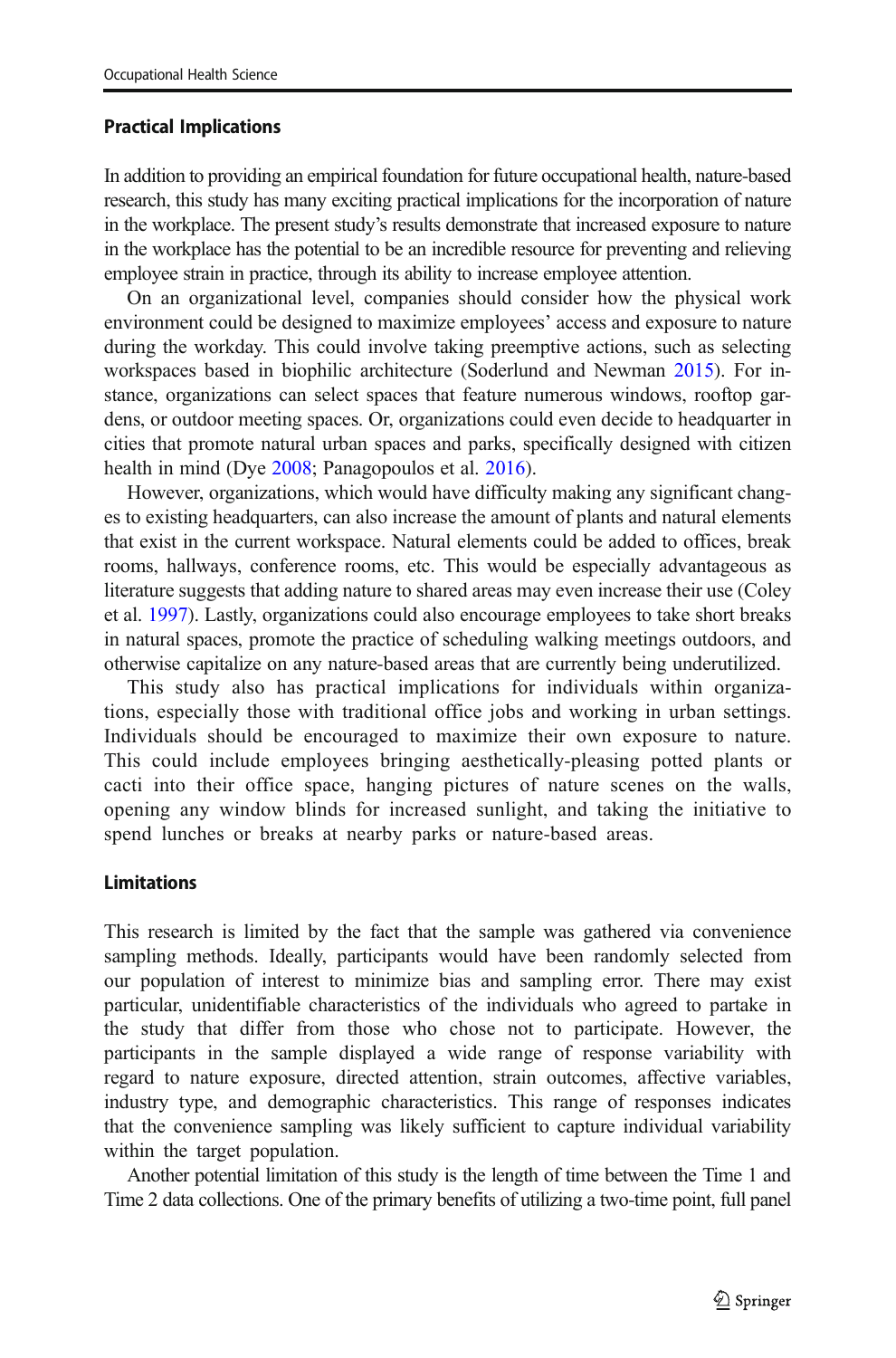### Practical Implications

In addition to providing an empirical foundation for future occupational health, nature-based research, this study has many exciting practical implications for the incorporation of nature in the workplace. The present study's results demonstrate that increased exposure to nature in the workplace has the potential to be an incredible resource for preventing and relieving employee strain in practice, through its ability to increase employee attention.

On an organizational level, companies should consider how the physical work environment could be designed to maximize employees' access and exposure to nature during the workday. This could involve taking preemptive actions, such as selecting workspaces based in biophilic architecture (Soderlund and Newman 2015). For instance, organizations can select spaces that feature numerous windows, rooftop gardens, or outdoor meeting spaces. Or, organizations could even decide to headquarter in cities that promote natural urban spaces and parks, specifically designed with citizen health in mind (Dye 2008; Panagopoulos et al. 2016).

However, organizations, which would have difficulty making any significant changes to existing headquarters, can also increase the amount of plants and natural elements that exist in the current workspace. Natural elements could be added to offices, break rooms, hallways, conference rooms, etc. This would be especially advantageous as literature suggests that adding nature to shared areas may even increase their use (Coley et al. 1997). Lastly, organizations could also encourage employees to take short breaks in natural spaces, promote the practice of scheduling walking meetings outdoors, and otherwise capitalize on any nature-based areas that are currently being underutilized.

This study also has practical implications for individuals within organizations, especially those with traditional office jobs and working in urban settings. Individuals should be encouraged to maximize their own exposure to nature. This could include employees bringing aesthetically-pleasing potted plants or cacti into their office space, hanging pictures of nature scenes on the walls, opening any window blinds for increased sunlight, and taking the initiative to spend lunches or breaks at nearby parks or nature-based areas.

### Limitations

This research is limited by the fact that the sample was gathered via convenience sampling methods. Ideally, participants would have been randomly selected from our population of interest to minimize bias and sampling error. There may exist particular, unidentifiable characteristics of the individuals who agreed to partake in the study that differ from those who chose not to participate. However, the participants in the sample displayed a wide range of response variability with regard to nature exposure, directed attention, strain outcomes, affective variables, industry type, and demographic characteristics. This range of responses indicates that the convenience sampling was likely sufficient to capture individual variability within the target population.

Another potential limitation of this study is the length of time between the Time 1 and Time 2 data collections. One of the primary benefits of utilizing a two-time point, full panel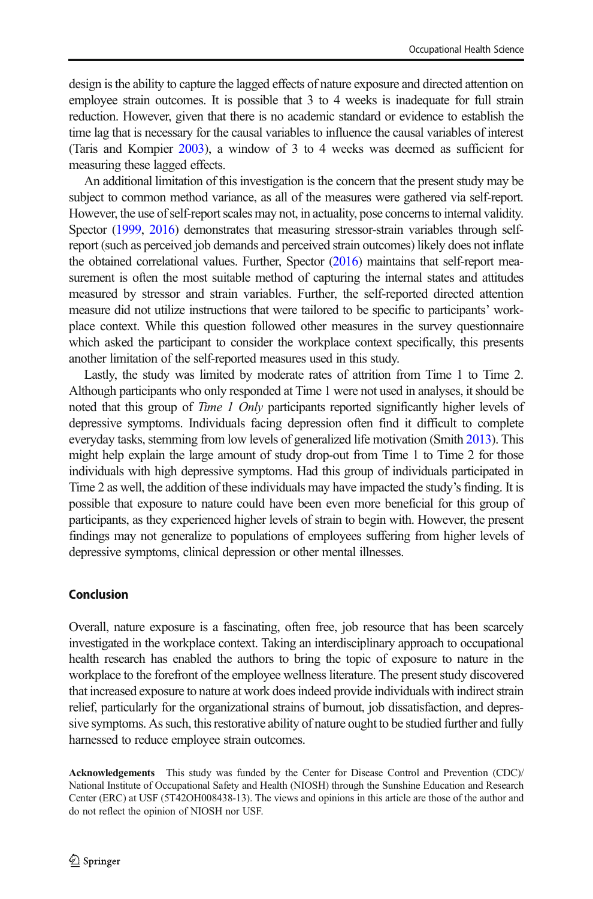design is the ability to capture the lagged effects of nature exposure and directed attention on employee strain outcomes. It is possible that 3 to 4 weeks is inadequate for full strain reduction. However, given that there is no academic standard or evidence to establish the time lag that is necessary for the causal variables to influence the causal variables of interest (Taris and Kompier 2003), a window of 3 to 4 weeks was deemed as sufficient for measuring these lagged effects.

An additional limitation of this investigation is the concern that the present study may be subject to common method variance, as all of the measures were gathered via self-report. However, the use of self-report scales may not, in actuality, pose concerns to internal validity. Spector (1999, 2016) demonstrates that measuring stressor-strain variables through self-report (such as perceived job demands and perceived strain outcomes) likely does not inflate the obtained correlational values. Further, Spector (2016) maintains that self-report measurement is often the most suitable method of capturing the internal states and attitudes measured by stressor and strain variables. Further, the self-reported directed attention measure did not utilize instructions that were tailored to be specific to participants' workplace context. While this question followed other measures in the survey questionnaire which asked the participant to consider the workplace context specifically, this presents another limitation of the self-reported measures used in this study.

Lastly, the study was limited by moderate rates of attrition from Time 1 to Time 2. Although participants who only responded at Time 1 were not used in analyses, it should be noted that this group of *Time 1 Only* participants reported significantly higher levels of depressive symptoms. Individuals facing depression often find it difficult to complete everyday tasks, stemming from low levels of generalized life motivation (Smith 2013). This might help explain the large amount of study drop-out from Time 1 to Time 2 for those individuals with high depressive symptoms. Had this group of individuals participated in Time 2 as well, the addition of these individuals may have impacted the study's finding. It is possible that exposure to nature could have been even more beneficial for this group of participants, as they experienced higher levels of strain to begin with. However, the present findings may not generalize to populations of employees suffering from higher levels of depressive symptoms, clinical depression or other mental illnesses.

## Conclusion

Overall, nature exposure is a fascinating, often free, job resource that has been scarcely investigated in the workplace context. Taking an interdisciplinary approach to occupational health research has enabled the authors to bring the topic of exposure to nature in the workplace to the forefront of the employee wellness literature. The present study discovered that increased exposure to nature at work does indeed provide individuals with indirect strain relief, particularly for the organizational strains of burnout, job dissatisfaction, and depressive symptoms. As such, this restorative ability of nature ought to be studied further and fully harnessed to reduce employee strain outcomes.

**Acknowledgements** This study was funded by the Center for Disease Control and Prevention (CDC)/ National Institute of Occupational Safety and Health (NIOSH) through the Sunshine Education and Research Center (ERC) at USF (5T42OH008438-13). The views and opinions in this article are those of the author and do not reflect the opinion of NIOSH nor USF.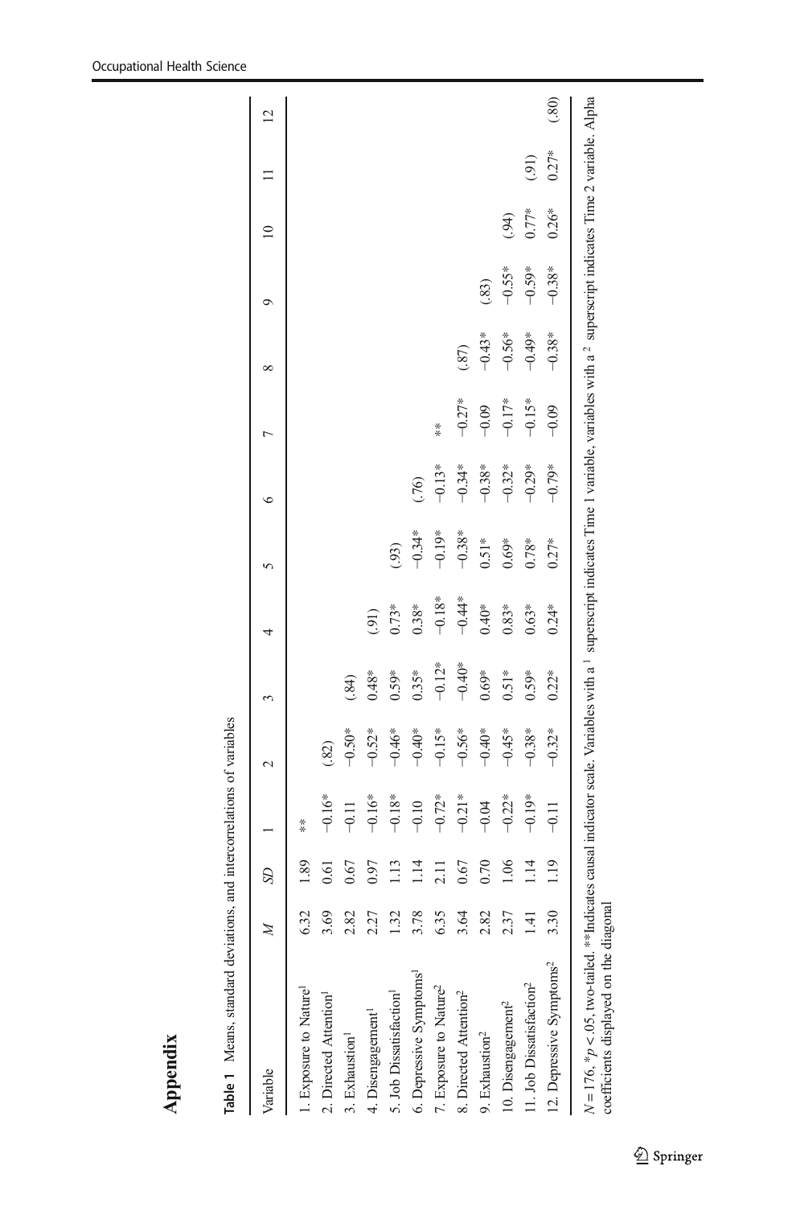# Appendix

**Table 1** Means, standard deviations, and intercorrelations of variables

| Variable | *M* | *SD* | 1 | 2 | 3 | 4 | 5 | 6 | 7 | 8 | 9 | 10 | 11 | 12 |
|---|---|---|---|---|---|---|---|---|---|---|---|---|---|---|
| 1. Exposure to Nature[1] | 6.32 | 1.89 | ** | | | | | | | | | | | |
| 2. Directed Attention[1] | 3.69 | 0.61 | −0.16* | (.82) | | | | | | | | | | |
| 3. Exhaustion[1] | 2.82 | 0.67 | −0.11 | −0.50* | (.84) | | | | | | | | | |
| 4. Disengagement[1] | 2.27 | 0.97 | −0.16* | −0.52* | 0.48* | (.91) | | | | | | | | |
| 5. Job Dissatisfaction[1] | 1.32 | 1.13 | −0.18* | −0.46* | 0.59* | 0.73* | (.93) | | | | | | | |
| 6. Depressive Symptoms[1] | 3.78 | 1.14 | −0.10 | −0.40* | 0.35* | 0.38* | −0.34* | (.76) | | | | | | |
| 7. Exposure to Nature[2] | 6.35 | 2.11 | −0.72* | −0.15* | −0.12* | −0.18* | −0.19* | −0.13* | ** | | | | | |
| 8. Directed Attention[2] | 3.64 | 0.67 | −0.21* | −0.56* | −0.40* | −0.44* | −0.38* | −0.34* | −0.27* | (.87) | | | | |
| 9. Exhaustion[2] | 2.82 | 0.70 | −0.04 | −0.40* | 0.69* | 0.40* | 0.51* | −0.38* | −0.09 | −0.43* | (.83) | | | |
| 10. Disengagement[2] | 2.37 | 1.06 | −0.22* | −0.45* | 0.51* | 0.83* | 0.69* | −0.32* | −0.17* | −0.56* | −0.55* | (.94) | | |
| 11. Job Dissatisfaction[2] | 1.41 | 1.14 | −0.19* | −0.38* | 0.59* | 0.63* | 0.78* | −0.29* | −0.15* | −0.49* | −0.59* | 0.77* | (.91) | |
| 12. Depressive Symptoms[2] | 3.30 | 1.19 | −0.11 | −0.32* | 0.22* | 0.24* | 0.27* | −0.79* | −0.09 | −0.38* | −0.38* | 0.26* | 0.27* | (.80) |

$N = 176$, \*$p < .05$, two-tailed. \*\*Indicates causal indicator scale. Variables with a [1] superscript indicates Time 1 variable, variables with a [2] superscript indicates Time 2 variable. Alpha coefficients displayed on the diagonal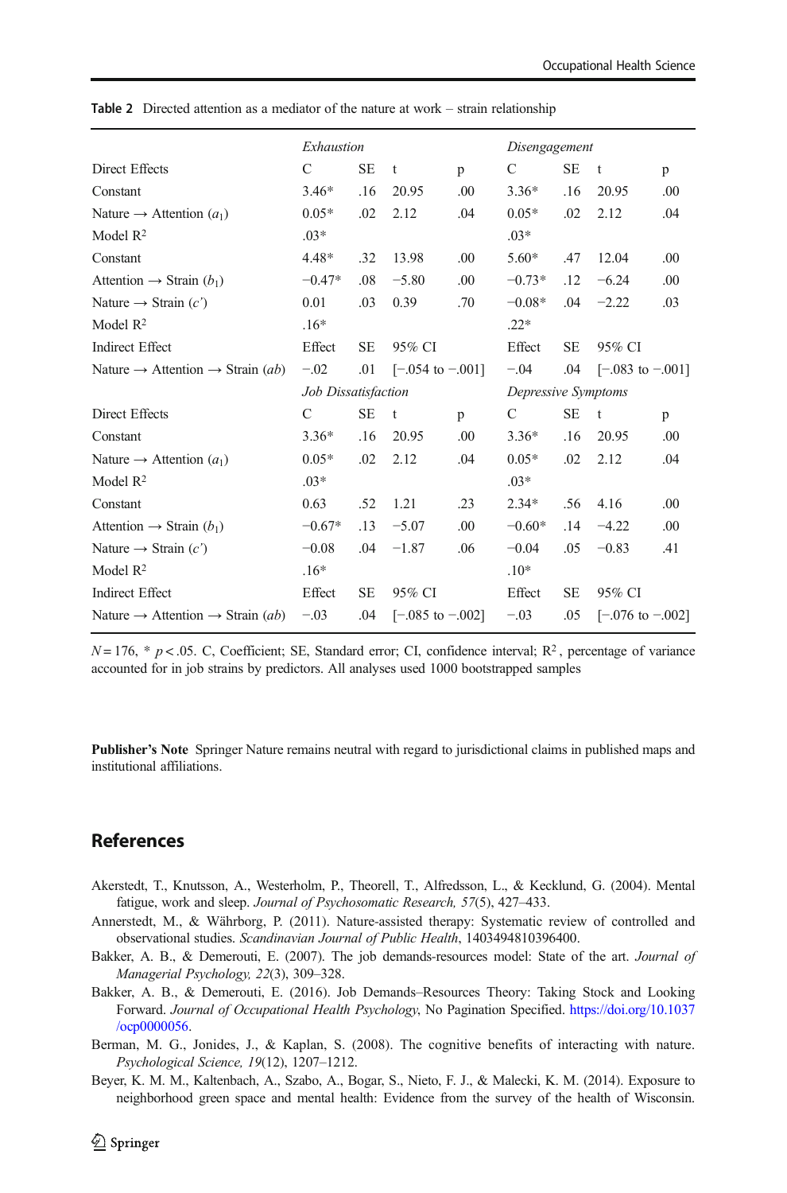**Table 2** Directed attention as a mediator of the nature at work – strain relationship

| | *Exhaustion* | | | | *Disengagement* | | | |
|---|---|---|---|---|---|---|---|---|
| Direct Effects | C | SE | t | p | C | SE | t | p |
| Constant | 3.46* | .16 | 20.95 | .00 | 3.36* | .16 | 20.95 | .00 |
| Nature → Attention ($a_1$) | 0.05* | .02 | 2.12 | .04 | 0.05* | .02 | 2.12 | .04 |
| Model $R^2$ | .03* | | | | .03* | | | |
| Constant | 4.48* | .32 | 13.98 | .00 | 5.60* | .47 | 12.04 | .00 |
| Attention → Strain ($b_1$) | −0.47* | .08 | −5.80 | .00 | −0.73* | .12 | −6.24 | .00 |
| Nature → Strain ($c'$) | 0.01 | .03 | 0.39 | .70 | −0.08* | .04 | −2.22 | .03 |
| Model $R^2$ | .16* | | | | .22* | | | |
| Indirect Effect | Effect | SE | 95% CI | | Effect | SE | 95% CI | |
| Nature → Attention → Strain ($ab$) | −.02 | .01 | [−.054 to −.001] | | −.04 | .04 | [−.083 to −.001] | |
| | *Job Dissatisfaction* | | | | *Depressive Symptoms* | | | |
| Direct Effects | C | SE | t | p | C | SE | t | p |
| Constant | 3.36* | .16 | 20.95 | .00 | 3.36* | .16 | 20.95 | .00 |
| Nature → Attention ($a_1$) | 0.05* | .02 | 2.12 | .04 | 0.05* | .02 | 2.12 | .04 |
| Model $R^2$ | .03* | | | | .03* | | | |
| Constant | 0.63 | .52 | 1.21 | .23 | 2.34* | .56 | 4.16 | .00 |
| Attention → Strain ($b_1$) | −0.67* | .13 | −5.07 | .00 | −0.60* | .14 | −4.22 | .00 |
| Nature → Strain ($c'$) | −0.08 | .04 | −1.87 | .06 | −0.04 | .05 | −0.83 | .41 |
| Model $R^2$ | .16* | | | | .10* | | | |
| Indirect Effect | Effect | SE | 95% CI | | Effect | SE | 95% CI | |
| Nature → Attention → Strain ($ab$) | −.03 | .04 | [−.085 to −.002] | | −.03 | .05 | [−.076 to −.002] | |

$N = 176$, * $p < .05$. C, Coefficient; SE, Standard error; CI, confidence interval; $R^2$, percentage of variance accounted for in job strains by predictors. All analyses used 1000 bootstrapped samples

**Publisher's Note** Springer Nature remains neutral with regard to jurisdictional claims in published maps and institutional affiliations.

## References

Akerstedt, T., Knutsson, A., Westerholm, P., Theorell, T., Alfredsson, L., & Kecklund, G. (2004). Mental fatigue, work and sleep. *Journal of Psychosomatic Research, 57*(5), 427–433.

Annerstedt, M., & Währborg, P. (2011). Nature-assisted therapy: Systematic review of controlled and observational studies. *Scandinavian Journal of Public Health*, 1403494810396400.

Bakker, A. B., & Demerouti, E. (2007). The job demands-resources model: State of the art. *Journal of Managerial Psychology, 22*(3), 309–328.

Bakker, A. B., & Demerouti, E. (2016). Job Demands–Resources Theory: Taking Stock and Looking Forward. *Journal of Occupational Health Psychology*, No Pagination Specified. https://doi.org/10.1037/ocp0000056.

Berman, M. G., Jonides, J., & Kaplan, S. (2008). The cognitive benefits of interacting with nature. *Psychological Science, 19*(12), 1207–1212.

Beyer, K. M. M., Kaltenbach, A., Szabo, A., Bogar, S., Nieto, F. J., & Malecki, K. M. (2014). Exposure to neighborhood green space and mental health: Evidence from the survey of the health of Wisconsin.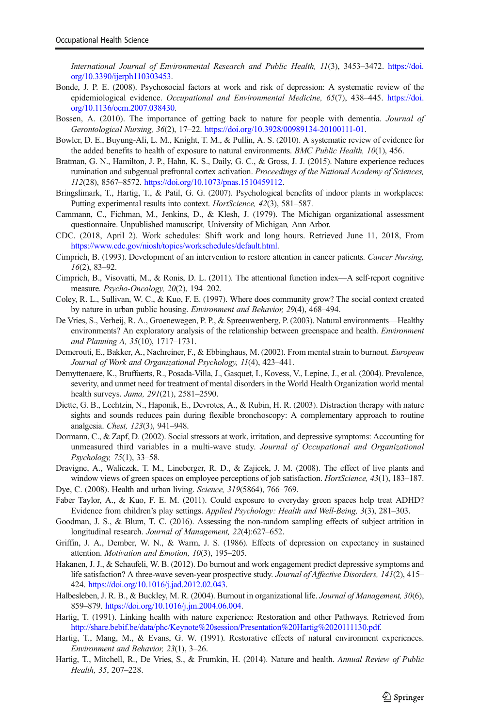*International Journal of Environmental Research and Public Health, 11*(3), 3453–3472. https://doi.org/10.3390/ijerph110303453.

Bonde, J. P. E. (2008). Psychosocial factors at work and risk of depression: A systematic review of the epidemiological evidence. *Occupational and Environmental Medicine, 65*(7), 438–445. https://doi.org/10.1136/oem.2007.038430.

Bossen, A. (2010). The importance of getting back to nature for people with dementia. *Journal of Gerontological Nursing, 36*(2), 17–22. https://doi.org/10.3928/00989134-20100111-01.

Bowler, D. E., Buyung-Ali, L. M., Knight, T. M., & Pullin, A. S. (2010). A systematic review of evidence for the added benefits to health of exposure to natural environments. *BMC Public Health, 10*(1), 456.

Bratman, G. N., Hamilton, J. P., Hahn, K. S., Daily, G. C., & Gross, J. J. (2015). Nature experience reduces rumination and subgenual prefrontal cortex activation. *Proceedings of the National Academy of Sciences, 112*(28), 8567–8572. https://doi.org/10.1073/pnas.1510459112.

Bringslimark, T., Hartig, T., & Patil, G. G. (2007). Psychological benefits of indoor plants in workplaces: Putting experimental results into context. *HortScience, 42*(3), 581–587.

Cammann, C., Fichman, M., Jenkins, D., & Klesh, J. (1979). The Michigan organizational assessment questionnaire. Unpublished manuscript*,* University of Michigan*,* Ann Arbor.

CDC. (2018, April 2). Work schedules: Shift work and long hours. Retrieved June 11, 2018, From https://www.cdc.gov/niosh/topics/workschedules/default.html.

Cimprich, B. (1993). Development of an intervention to restore attention in cancer patients. *Cancer Nursing, 16*(2), 83–92.

Cimprich, B., Visovatti, M., & Ronis, D. L. (2011). The attentional function index—A self-report cognitive measure. *Psycho-Oncology, 20*(2), 194–202.

Coley, R. L., Sullivan, W. C., & Kuo, F. E. (1997). Where does community grow? The social context created by nature in urban public housing. *Environment and Behavior, 29*(4), 468–494.

De Vries, S., Verheij, R. A., Groenewegen, P. P., & Spreeuwenberg, P. (2003). Natural environments—Healthy environments? An exploratory analysis of the relationship between greenspace and health. *Environment and Planning A, 35*(10), 1717–1731.

Demerouti, E., Bakker, A., Nachreiner, F., & Ebbinghaus, M. (2002). From mental strain to burnout. *European Journal of Work and Organizational Psychology, 11*(4), 423–441.

Demyttenaere, K., Bruffaerts, R., Posada-Villa, J., Gasquet, I., Kovess, V., Lepine, J., et al. (2004). Prevalence, severity, and unmet need for treatment of mental disorders in the World Health Organization world mental health surveys. *Jama, 291*(21), 2581–2590.

Diette, G. B., Lechtzin, N., Haponik, E., Devrotes, A., & Rubin, H. R. (2003). Distraction therapy with nature sights and sounds reduces pain during flexible bronchoscopy: A complementary approach to routine analgesia. *Chest, 123*(3), 941–948.

Dormann, C., & Zapf, D. (2002). Social stressors at work, irritation, and depressive symptoms: Accounting for unmeasured third variables in a multi-wave study. *Journal of Occupational and Organizational Psychology, 75*(1), 33–58.

Dravigne, A., Waliczek, T. M., Lineberger, R. D., & Zajicek, J. M. (2008). The effect of live plants and window views of green spaces on employee perceptions of job satisfaction. *HortScience, 43*(1), 183–187.

Dye, C. (2008). Health and urban living. *Science, 319*(5864), 766–769.

Faber Taylor, A., & Kuo, F. E. M. (2011). Could exposure to everyday green spaces help treat ADHD? Evidence from children's play settings. *Applied Psychology: Health and Well-Being, 3*(3), 281–303.

Goodman, J. S., & Blum, T. C. (2016). Assessing the non-random sampling effects of subject attrition in longitudinal research. *Journal of Management, 22*(4):627–652.

Griffin, J. A., Dember, W. N., & Warm, J. S. (1986). Effects of depression on expectancy in sustained attention. *Motivation and Emotion, 10*(3), 195–205.

Hakanen, J. J., & Schaufeli, W. B. (2012). Do burnout and work engagement predict depressive symptoms and life satisfaction? A three-wave seven-year prospective study. *Journal of Affective Disorders, 141*(2), 415–424. https://doi.org/10.1016/j.jad.2012.02.043.

Halbesleben, J. R. B., & Buckley, M. R. (2004). Burnout in organizational life. *Journal of Management, 30*(6), 859–879. https://doi.org/10.1016/j.jm.2004.06.004.

Hartig, T. (1991). Linking health with nature experience: Restoration and other Pathways. Retrieved from http://share.bebif.be/data/phc/Keynote%20session/Presentation%20Hartig%2020111130.pdf.

Hartig, T., Mang, M., & Evans, G. W. (1991). Restorative effects of natural environment experiences. *Environment and Behavior, 23*(1), 3–26.

Hartig, T., Mitchell, R., De Vries, S., & Frumkin, H. (2014). Nature and health. *Annual Review of Public Health, 35*, 207–228.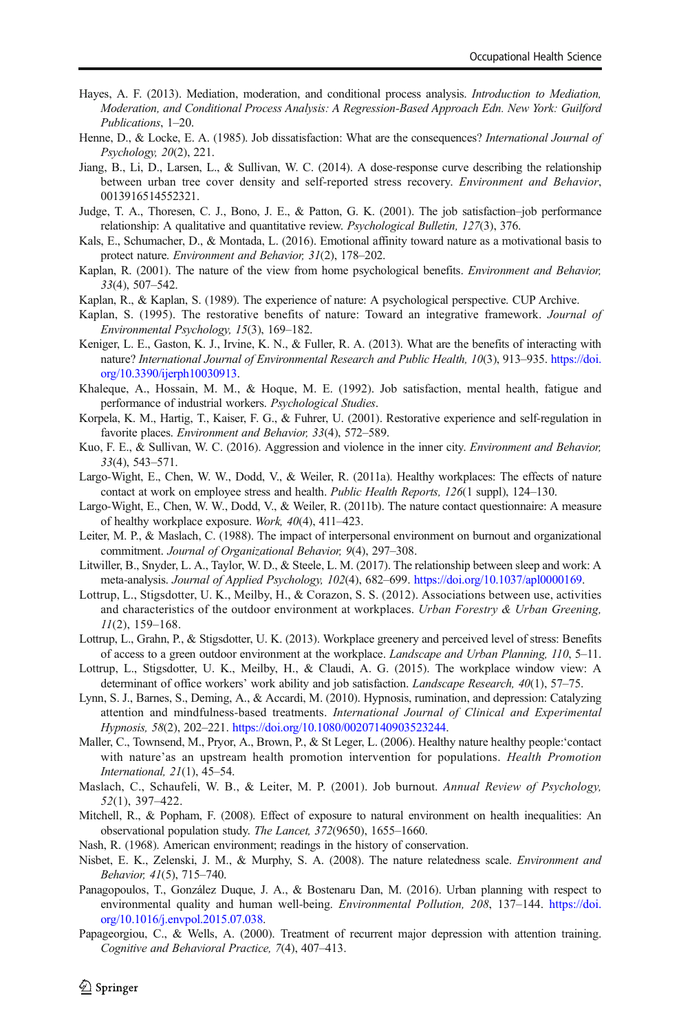Hayes, A. F. (2013). Mediation, moderation, and conditional process analysis. *Introduction to Mediation, Moderation, and Conditional Process Analysis: A Regression-Based Approach Edn. New York: Guilford Publications*, 1–20.

Henne, D., & Locke, E. A. (1985). Job dissatisfaction: What are the consequences? *International Journal of Psychology, 20*(2), 221.

Jiang, B., Li, D., Larsen, L., & Sullivan, W. C. (2014). A dose-response curve describing the relationship between urban tree cover density and self-reported stress recovery. *Environment and Behavior*, 0013916514552321.

Judge, T. A., Thoresen, C. J., Bono, J. E., & Patton, G. K. (2001). The job satisfaction–job performance relationship: A qualitative and quantitative review. *Psychological Bulletin, 127*(3), 376.

Kals, E., Schumacher, D., & Montada, L. (2016). Emotional affinity toward nature as a motivational basis to protect nature. *Environment and Behavior, 31*(2), 178–202.

Kaplan, R. (2001). The nature of the view from home psychological benefits. *Environment and Behavior, 33*(4), 507–542.

Kaplan, R., & Kaplan, S. (1989). The experience of nature: A psychological perspective. CUP Archive.

Kaplan, S. (1995). The restorative benefits of nature: Toward an integrative framework. *Journal of Environmental Psychology, 15*(3), 169–182.

Keniger, L. E., Gaston, K. J., Irvine, K. N., & Fuller, R. A. (2013). What are the benefits of interacting with nature? *International Journal of Environmental Research and Public Health, 10*(3), 913–935. https://doi.org/10.3390/ijerph10030913.

Khaleque, A., Hossain, M. M., & Hoque, M. E. (1992). Job satisfaction, mental health, fatigue and performance of industrial workers. *Psychological Studies*.

Korpela, K. M., Hartig, T., Kaiser, F. G., & Fuhrer, U. (2001). Restorative experience and self-regulation in favorite places. *Environment and Behavior, 33*(4), 572–589.

Kuo, F. E., & Sullivan, W. C. (2016). Aggression and violence in the inner city. *Environment and Behavior, 33*(4), 543–571.

Largo-Wight, E., Chen, W. W., Dodd, V., & Weiler, R. (2011a). Healthy workplaces: The effects of nature contact at work on employee stress and health. *Public Health Reports, 126*(1 suppl), 124–130.

Largo-Wight, E., Chen, W. W., Dodd, V., & Weiler, R. (2011b). The nature contact questionnaire: A measure of healthy workplace exposure. *Work, 40*(4), 411–423.

Leiter, M. P., & Maslach, C. (1988). The impact of interpersonal environment on burnout and organizational commitment. *Journal of Organizational Behavior, 9*(4), 297–308.

Litwiller, B., Snyder, L. A., Taylor, W. D., & Steele, L. M. (2017). The relationship between sleep and work: A meta-analysis. *Journal of Applied Psychology, 102*(4), 682–699. https://doi.org/10.1037/apl0000169.

Lottrup, L., Stigsdotter, U. K., Meilby, H., & Corazon, S. S. (2012). Associations between use, activities and characteristics of the outdoor environment at workplaces. *Urban Forestry & Urban Greening, 11*(2), 159–168.

Lottrup, L., Grahn, P., & Stigsdotter, U. K. (2013). Workplace greenery and perceived level of stress: Benefits of access to a green outdoor environment at the workplace. *Landscape and Urban Planning, 110*, 5–11.

Lottrup, L., Stigsdotter, U. K., Meilby, H., & Claudi, A. G. (2015). The workplace window view: A determinant of office workers' work ability and job satisfaction. *Landscape Research, 40*(1), 57–75.

Lynn, S. J., Barnes, S., Deming, A., & Accardi, M. (2010). Hypnosis, rumination, and depression: Catalyzing attention and mindfulness-based treatments. *International Journal of Clinical and Experimental Hypnosis, 58*(2), 202–221. https://doi.org/10.1080/00207140903523244.

Maller, C., Townsend, M., Pryor, A., Brown, P., & St Leger, L. (2006). Healthy nature healthy people:'contact with nature'as an upstream health promotion intervention for populations. *Health Promotion International, 21*(1), 45–54.

Maslach, C., Schaufeli, W. B., & Leiter, M. P. (2001). Job burnout. *Annual Review of Psychology, 52*(1), 397–422.

Mitchell, R., & Popham, F. (2008). Effect of exposure to natural environment on health inequalities: An observational population study. *The Lancet, 372*(9650), 1655–1660.

Nash, R. (1968). American environment; readings in the history of conservation.

Nisbet, E. K., Zelenski, J. M., & Murphy, S. A. (2008). The nature relatedness scale. *Environment and Behavior, 41*(5), 715–740.

Panagopoulos, T., González Duque, J. A., & Bostenaru Dan, M. (2016). Urban planning with respect to environmental quality and human well-being. *Environmental Pollution, 208*, 137–144. https://doi.org/10.1016/j.envpol.2015.07.038.

Papageorgiou, C., & Wells, A. (2000). Treatment of recurrent major depression with attention training. *Cognitive and Behavioral Practice, 7*(4), 407–413.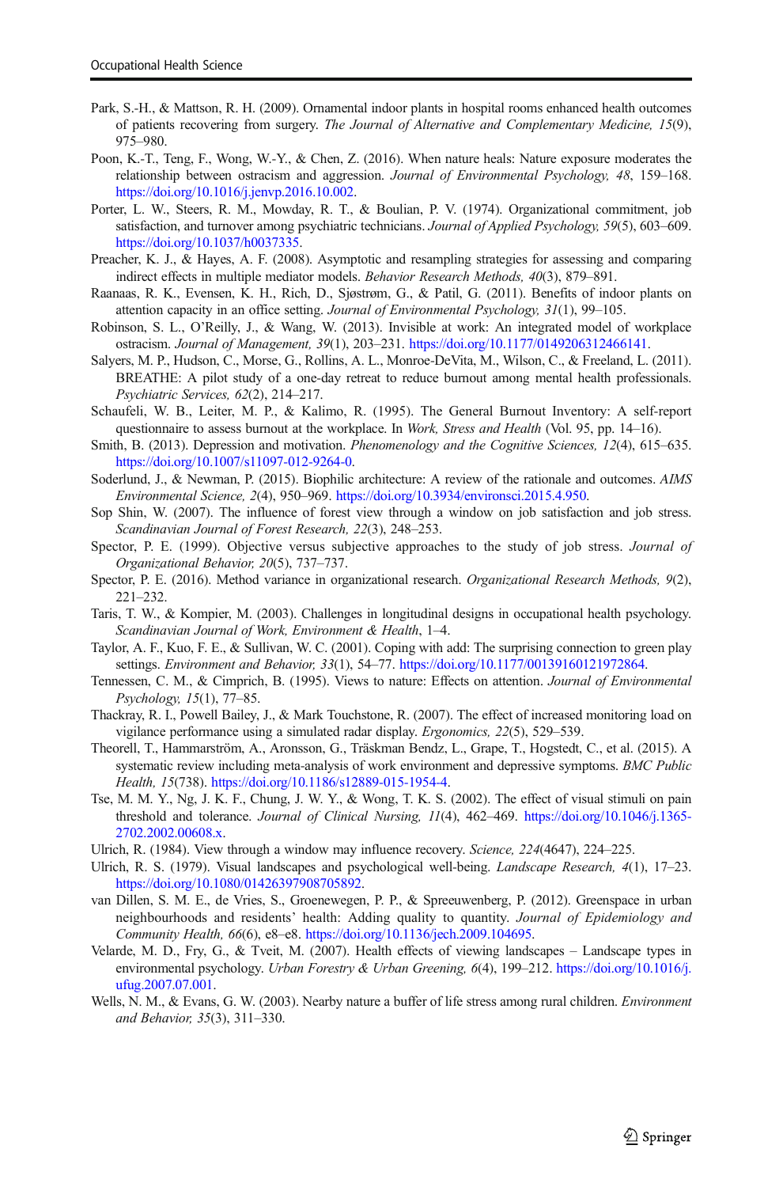Park, S.-H., & Mattson, R. H. (2009). Ornamental indoor plants in hospital rooms enhanced health outcomes of patients recovering from surgery. *The Journal of Alternative and Complementary Medicine, 15*(9), 975–980.

Poon, K.-T., Teng, F., Wong, W.-Y., & Chen, Z. (2016). When nature heals: Nature exposure moderates the relationship between ostracism and aggression. *Journal of Environmental Psychology, 48*, 159–168. https://doi.org/10.1016/j.jenvp.2016.10.002.

Porter, L. W., Steers, R. M., Mowday, R. T., & Boulian, P. V. (1974). Organizational commitment, job satisfaction, and turnover among psychiatric technicians. *Journal of Applied Psychology, 59*(5), 603–609. https://doi.org/10.1037/h0037335.

Preacher, K. J., & Hayes, A. F. (2008). Asymptotic and resampling strategies for assessing and comparing indirect effects in multiple mediator models. *Behavior Research Methods, 40*(3), 879–891.

Raanaas, R. K., Evensen, K. H., Rich, D., Sjøstrøm, G., & Patil, G. (2011). Benefits of indoor plants on attention capacity in an office setting. *Journal of Environmental Psychology, 31*(1), 99–105.

Robinson, S. L., O'Reilly, J., & Wang, W. (2013). Invisible at work: An integrated model of workplace ostracism. *Journal of Management, 39*(1), 203–231. https://doi.org/10.1177/0149206312466141.

Salyers, M. P., Hudson, C., Morse, G., Rollins, A. L., Monroe-DeVita, M., Wilson, C., & Freeland, L. (2011). BREATHE: A pilot study of a one-day retreat to reduce burnout among mental health professionals. *Psychiatric Services, 62*(2), 214–217.

Schaufeli, W. B., Leiter, M. P., & Kalimo, R. (1995). The General Burnout Inventory: A self-report questionnaire to assess burnout at the workplace. In *Work, Stress and Health* (Vol. 95, pp. 14–16).

Smith, B. (2013). Depression and motivation. *Phenomenology and the Cognitive Sciences, 12*(4), 615–635. https://doi.org/10.1007/s11097-012-9264-0.

Soderlund, J., & Newman, P. (2015). Biophilic architecture: A review of the rationale and outcomes. *AIMS Environmental Science, 2*(4), 950–969. https://doi.org/10.3934/environsci.2015.4.950.

Sop Shin, W. (2007). The influence of forest view through a window on job satisfaction and job stress. *Scandinavian Journal of Forest Research, 22*(3), 248–253.

Spector, P. E. (1999). Objective versus subjective approaches to the study of job stress. *Journal of Organizational Behavior, 20*(5), 737–737.

Spector, P. E. (2016). Method variance in organizational research. *Organizational Research Methods, 9*(2), 221–232.

Taris, T. W., & Kompier, M. (2003). Challenges in longitudinal designs in occupational health psychology. *Scandinavian Journal of Work, Environment & Health*, 1–4.

Taylor, A. F., Kuo, F. E., & Sullivan, W. C. (2001). Coping with add: The surprising connection to green play settings. *Environment and Behavior, 33*(1), 54–77. https://doi.org/10.1177/00139160121972864.

Tennessen, C. M., & Cimprich, B. (1995). Views to nature: Effects on attention. *Journal of Environmental Psychology, 15*(1), 77–85.

Thackray, R. I., Powell Bailey, J., & Mark Touchstone, R. (2007). The effect of increased monitoring load on vigilance performance using a simulated radar display. *Ergonomics, 22*(5), 529–539.

Theorell, T., Hammarström, A., Aronsson, G., Träskman Bendz, L., Grape, T., Hogstedt, C., et al. (2015). A systematic review including meta-analysis of work environment and depressive symptoms. *BMC Public Health, 15*(738). https://doi.org/10.1186/s12889-015-1954-4.

Tse, M. M. Y., Ng, J. K. F., Chung, J. W. Y., & Wong, T. K. S. (2002). The effect of visual stimuli on pain threshold and tolerance. *Journal of Clinical Nursing, 11*(4), 462–469. https://doi.org/10.1046/j.1365-2702.2002.00608.x.

Ulrich, R. (1984). View through a window may influence recovery. *Science, 224*(4647), 224–225.

Ulrich, R. S. (1979). Visual landscapes and psychological well-being. *Landscape Research, 4*(1), 17–23. https://doi.org/10.1080/01426397908705892.

van Dillen, S. M. E., de Vries, S., Groenewegen, P. P., & Spreeuwenberg, P. (2012). Greenspace in urban neighbourhoods and residents' health: Adding quality to quantity. *Journal of Epidemiology and Community Health, 66*(6), e8–e8. https://doi.org/10.1136/jech.2009.104695.

Velarde, M. D., Fry, G., & Tveit, M. (2007). Health effects of viewing landscapes – Landscape types in environmental psychology. *Urban Forestry & Urban Greening, 6*(4), 199–212. https://doi.org/10.1016/j.ufug.2007.07.001.

Wells, N. M., & Evans, G. W. (2003). Nearby nature a buffer of life stress among rural children. *Environment and Behavior, 35*(3), 311–330.